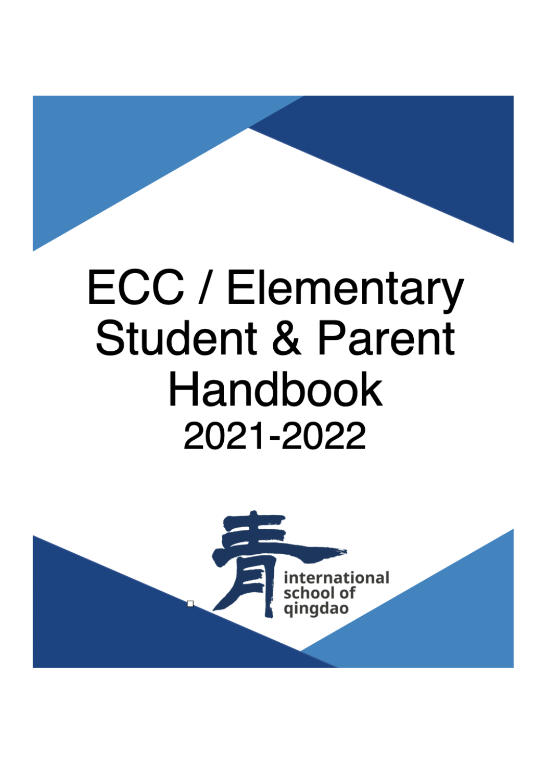# ECC / Elementary Student & Parent Handbook

## 2021-2022

青 international school of qingdao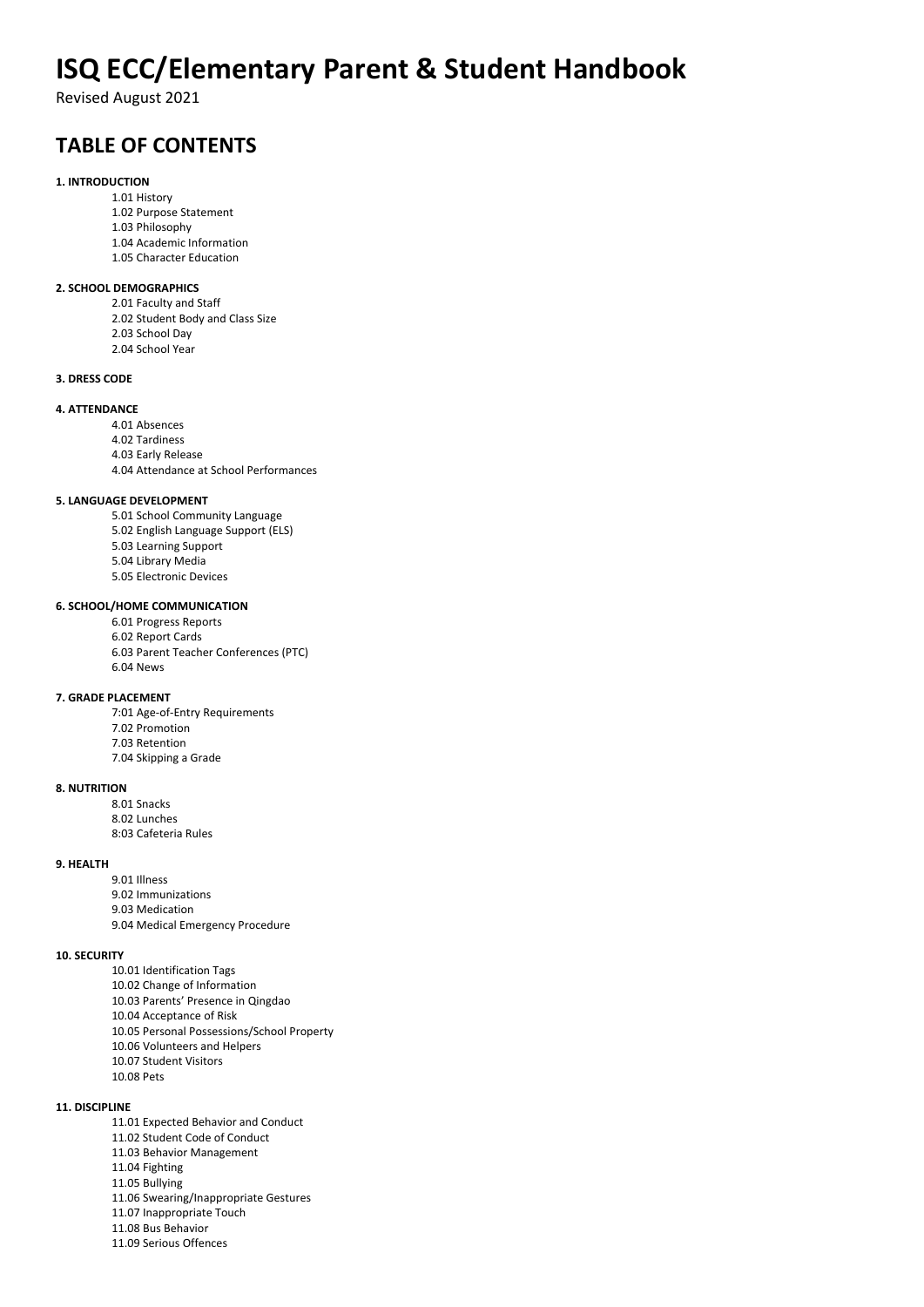# ISQ ECC/Elementary Parent & Student Handbook

Revised August 2021

## TABLE OF CONTENTS

**1. INTRODUCTION**

- 1.01 History
- 1.02 Purpose Statement
- 1.03 Philosophy
- 1.04 Academic Information
- 1.05 Character Education

**2. SCHOOL DEMOGRAPHICS**

- 2.01 Faculty and Staff
- 2.02 Student Body and Class Size
- 2.03 School Day
- 2.04 School Year

**3. DRESS CODE**

**4. ATTENDANCE**

- 4.01 Absences
- 4.02 Tardiness
- 4.03 Early Release
- 4.04 Attendance at School Performances

**5. LANGUAGE DEVELOPMENT**

- 5.01 School Community Language
- 5.02 English Language Support (ELS)
- 5.03 Learning Support
- 5.04 Library Media
- 5.05 Electronic Devices

**6. SCHOOL/HOME COMMUNICATION**

- 6.01 Progress Reports
- 6.02 Report Cards
- 6.03 Parent Teacher Conferences (PTC)
- 6.04 News

**7. GRADE PLACEMENT**

- 7:01 Age-of-Entry Requirements
- 7.02 Promotion
- 7.03 Retention
- 7.04 Skipping a Grade

**8. NUTRITION**

- 8.01 Snacks
- 8.02 Lunches
- 8:03 Cafeteria Rules

**9. HEALTH**

- 9.01 Illness
- 9.02 Immunizations
- 9.03 Medication
- 9.04 Medical Emergency Procedure

**10. SECURITY**

- 10.01 Identification Tags
- 10.02 Change of Information
- 10.03 Parents' Presence in Qingdao
- 10.04 Acceptance of Risk
- 10.05 Personal Possessions/School Property
- 10.06 Volunteers and Helpers
- 10.07 Student Visitors
- 10.08 Pets

**11. DISCIPLINE**

- 11.01 Expected Behavior and Conduct
- 11.02 Student Code of Conduct
- 11.03 Behavior Management
- 11.04 Fighting
- 11.05 Bullying
- 11.06 Swearing/Inappropriate Gestures
- 11.07 Inappropriate Touch
- 11.08 Bus Behavior
- 11.09 Serious Offences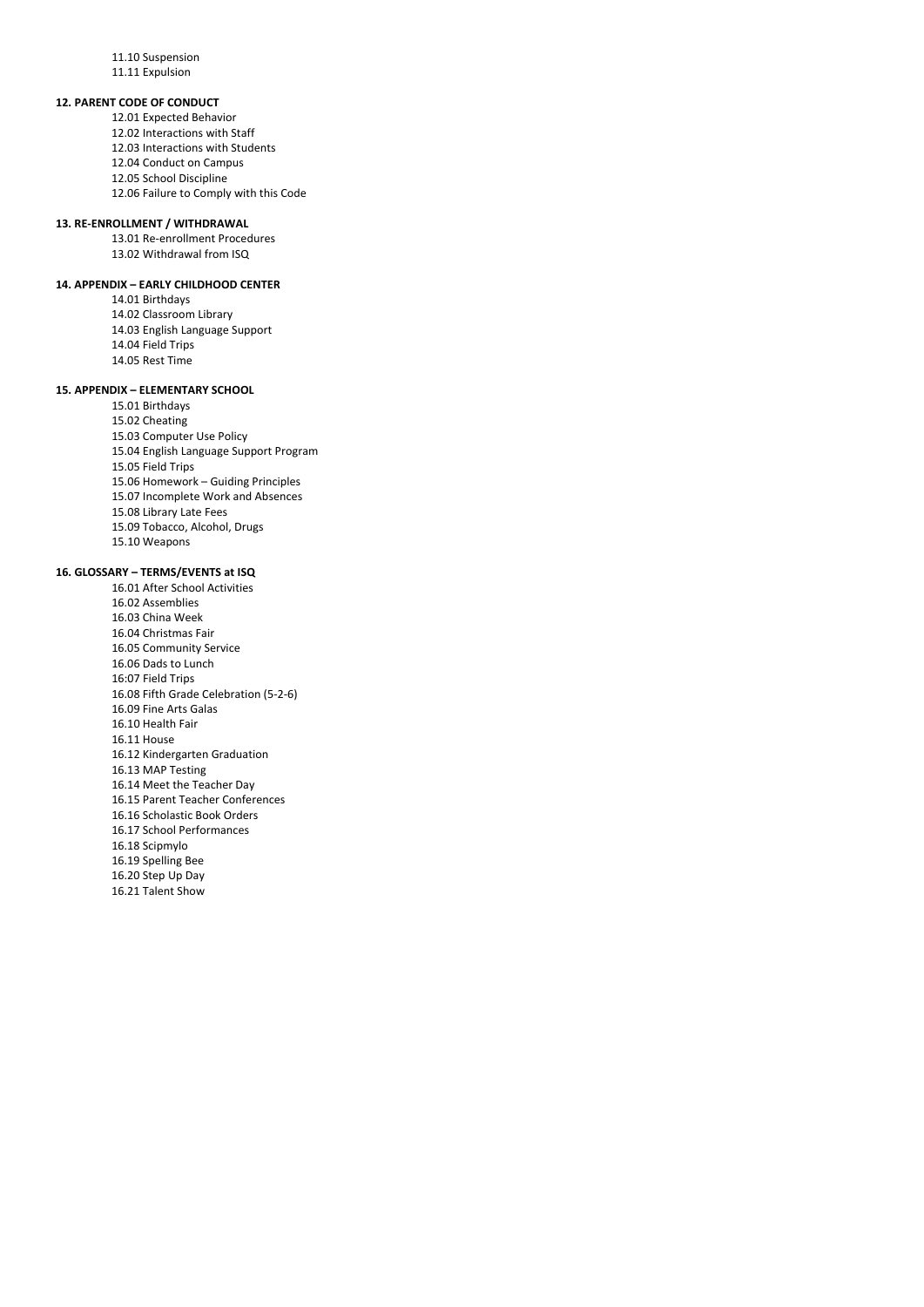11.10 Suspension
11.11 Expulsion

**12. PARENT CODE OF CONDUCT**

12.01 Expected Behavior
12.02 Interactions with Staff
12.03 Interactions with Students
12.04 Conduct on Campus
12.05 School Discipline
12.06 Failure to Comply with this Code

**13. RE-ENROLLMENT / WITHDRAWAL**

13.01 Re-enrollment Procedures
13.02 Withdrawal from ISQ

**14. APPENDIX – EARLY CHILDHOOD CENTER**

14.01 Birthdays
14.02 Classroom Library
14.03 English Language Support
14.04 Field Trips
14.05 Rest Time

**15. APPENDIX – ELEMENTARY SCHOOL**

15.01 Birthdays
15.02 Cheating
15.03 Computer Use Policy
15.04 English Language Support Program
15.05 Field Trips
15.06 Homework – Guiding Principles
15.07 Incomplete Work and Absences
15.08 Library Late Fees
15.09 Tobacco, Alcohol, Drugs
15.10 Weapons

**16. GLOSSARY – TERMS/EVENTS at ISQ**

16.01 After School Activities
16.02 Assemblies
16.03 China Week
16.04 Christmas Fair
16.05 Community Service
16.06 Dads to Lunch
16:07 Field Trips
16.08 Fifth Grade Celebration (5-2-6)
16.09 Fine Arts Galas
16.10 Health Fair
16.11 House
16.12 Kindergarten Graduation
16.13 MAP Testing
16.14 Meet the Teacher Day
16.15 Parent Teacher Conferences
16.16 Scholastic Book Orders
16.17 School Performances
16.18 Scipmylo
16.19 Spelling Bee
16.20 Step Up Day
16.21 Talent Show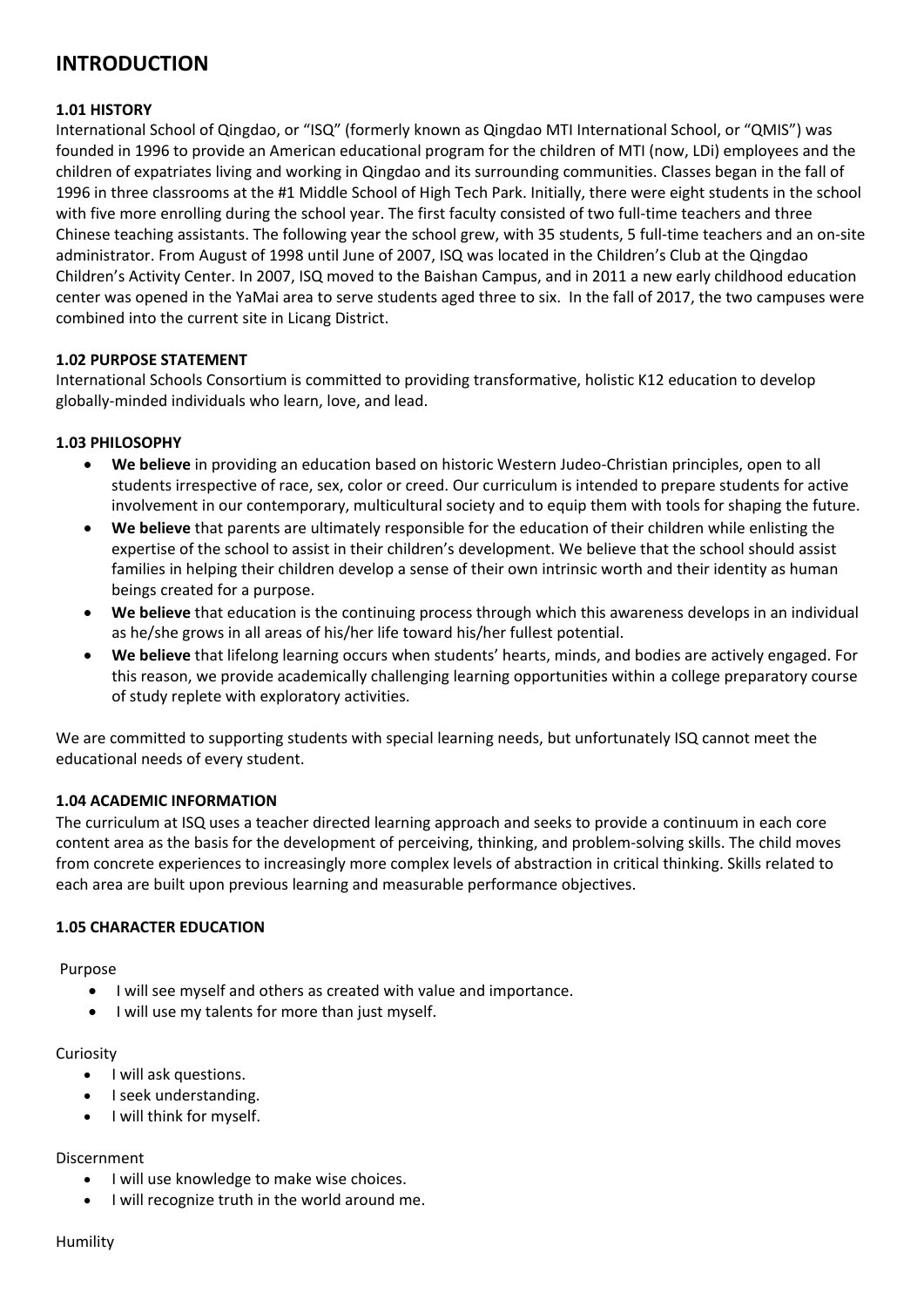# INTRODUCTION

### 1.01 HISTORY

International School of Qingdao, or "ISQ" (formerly known as Qingdao MTI International School, or "QMIS") was founded in 1996 to provide an American educational program for the children of MTI (now, LDi) employees and the children of expatriates living and working in Qingdao and its surrounding communities. Classes began in the fall of 1996 in three classrooms at the #1 Middle School of High Tech Park. Initially, there were eight students in the school with five more enrolling during the school year. The first faculty consisted of two full-time teachers and three Chinese teaching assistants. The following year the school grew, with 35 students, 5 full-time teachers and an on-site administrator. From August of 1998 until June of 2007, ISQ was located in the Children's Club at the Qingdao Children's Activity Center. In 2007, ISQ moved to the Baishan Campus, and in 2011 a new early childhood education center was opened in the YaMai area to serve students aged three to six. In the fall of 2017, the two campuses were combined into the current site in Licang District.

### 1.02 PURPOSE STATEMENT

International Schools Consortium is committed to providing transformative, holistic K12 education to develop globally-minded individuals who learn, love, and lead.

### 1.03 PHILOSOPHY

- **We believe** in providing an education based on historic Western Judeo-Christian principles, open to all students irrespective of race, sex, color or creed. Our curriculum is intended to prepare students for active involvement in our contemporary, multicultural society and to equip them with tools for shaping the future.
- **We believe** that parents are ultimately responsible for the education of their children while enlisting the expertise of the school to assist in their children's development. We believe that the school should assist families in helping their children develop a sense of their own intrinsic worth and their identity as human beings created for a purpose.
- **We believe** that education is the continuing process through which this awareness develops in an individual as he/she grows in all areas of his/her life toward his/her fullest potential.
- **We believe** that lifelong learning occurs when students' hearts, minds, and bodies are actively engaged. For this reason, we provide academically challenging learning opportunities within a college preparatory course of study replete with exploratory activities.

We are committed to supporting students with special learning needs, but unfortunately ISQ cannot meet the educational needs of every student.

### 1.04 ACADEMIC INFORMATION

The curriculum at ISQ uses a teacher directed learning approach and seeks to provide a continuum in each core content area as the basis for the development of perceiving, thinking, and problem-solving skills. The child moves from concrete experiences to increasingly more complex levels of abstraction in critical thinking. Skills related to each area are built upon previous learning and measurable performance objectives.

### 1.05 CHARACTER EDUCATION

Purpose

- I will see myself and others as created with value and importance.
- I will use my talents for more than just myself.

Curiosity

- I will ask questions.
- I seek understanding.
- I will think for myself.

Discernment

- I will use knowledge to make wise choices.
- I will recognize truth in the world around me.

Humility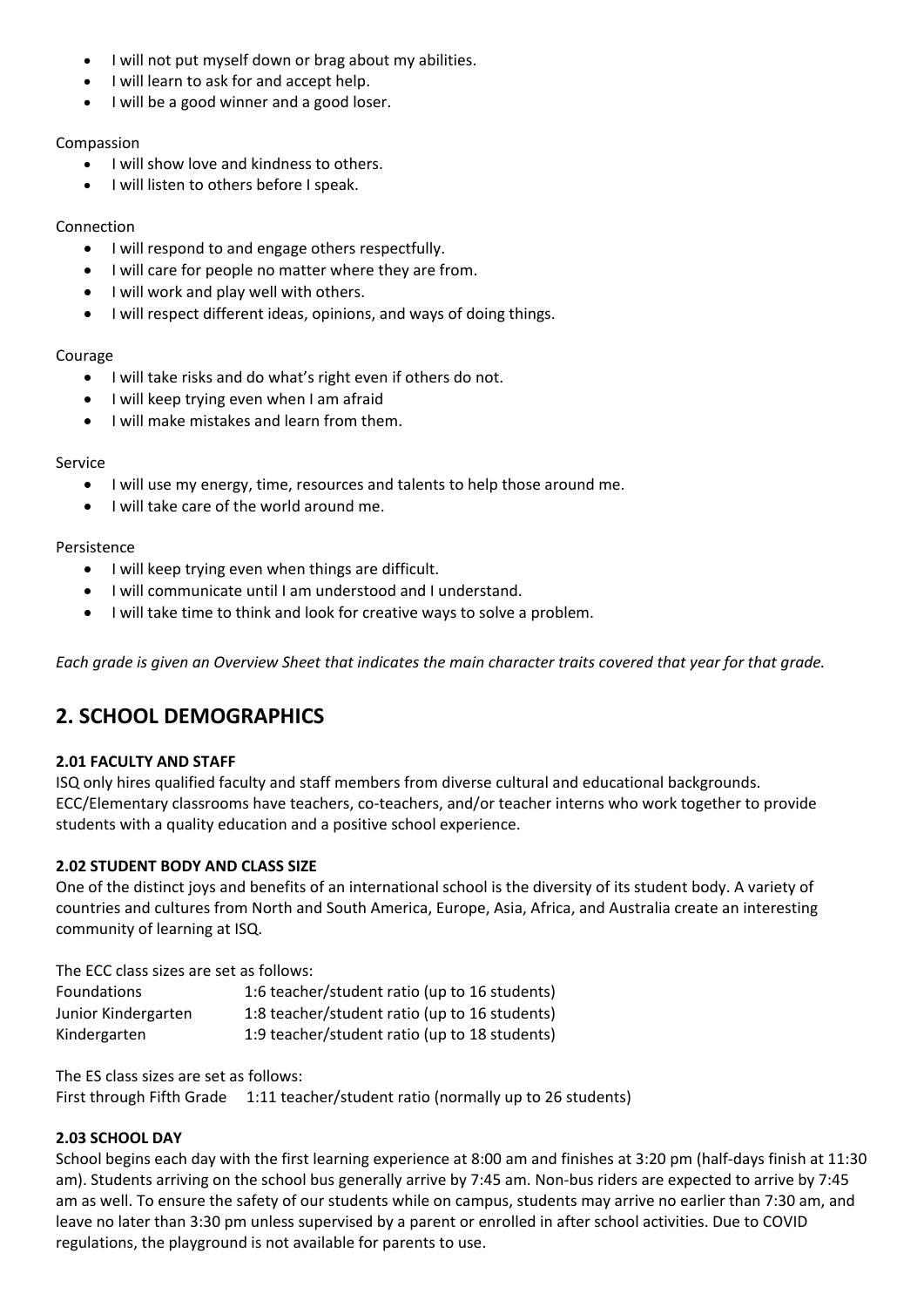- I will not put myself down or brag about my abilities.
- I will learn to ask for and accept help.
- I will be a good winner and a good loser.

Compassion

- I will show love and kindness to others.
- I will listen to others before I speak.

Connection

- I will respond to and engage others respectfully.
- I will care for people no matter where they are from.
- I will work and play well with others.
- I will respect different ideas, opinions, and ways of doing things.

Courage

- I will take risks and do what's right even if others do not.
- I will keep trying even when I am afraid
- I will make mistakes and learn from them.

Service

- I will use my energy, time, resources and talents to help those around me.
- I will take care of the world around me.

Persistence

- I will keep trying even when things are difficult.
- I will communicate until I am understood and I understand.
- I will take time to think and look for creative ways to solve a problem.

*Each grade is given an Overview Sheet that indicates the main character traits covered that year for that grade.*

## 2. SCHOOL DEMOGRAPHICS

### 2.01 FACULTY AND STAFF

ISQ only hires qualified faculty and staff members from diverse cultural and educational backgrounds. ECC/Elementary classrooms have teachers, co-teachers, and/or teacher interns who work together to provide students with a quality education and a positive school experience.

### 2.02 STUDENT BODY AND CLASS SIZE

One of the distinct joys and benefits of an international school is the diversity of its student body. A variety of countries and cultures from North and South America, Europe, Asia, Africa, and Australia create an interesting community of learning at ISQ.

The ECC class sizes are set as follows:

| | |
|---|---|
| Foundations | 1:6 teacher/student ratio (up to 16 students) |
| Junior Kindergarten | 1:8 teacher/student ratio (up to 16 students) |
| Kindergarten | 1:9 teacher/student ratio (up to 18 students) |

The ES class sizes are set as follows:
First through Fifth Grade 1:11 teacher/student ratio (normally up to 26 students)

### 2.03 SCHOOL DAY

School begins each day with the first learning experience at 8:00 am and finishes at 3:20 pm (half-days finish at 11:30 am). Students arriving on the school bus generally arrive by 7:45 am. Non-bus riders are expected to arrive by 7:45 am as well. To ensure the safety of our students while on campus, students may arrive no earlier than 7:30 am, and leave no later than 3:30 pm unless supervised by a parent or enrolled in after school activities. Due to COVID regulations, the playground is not available for parents to use.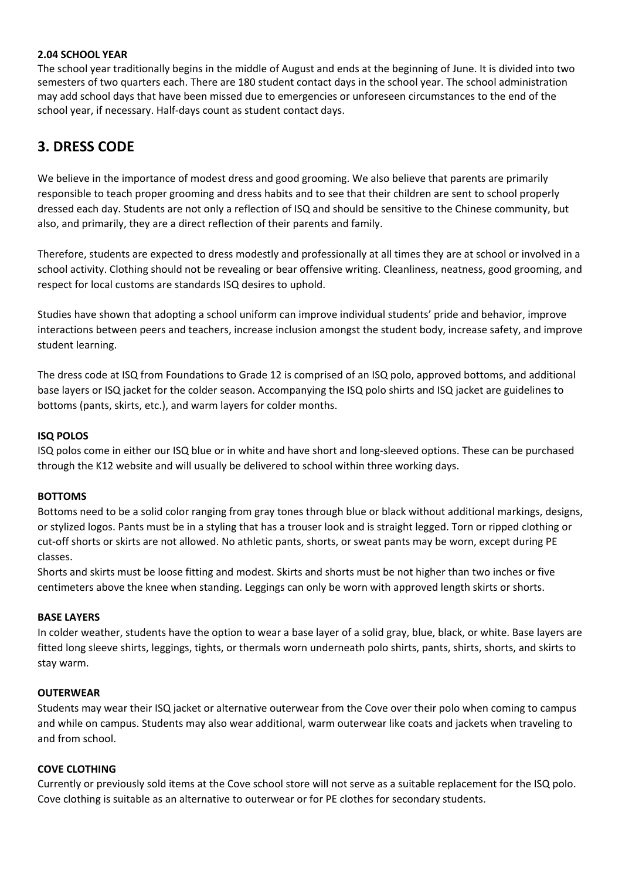#### 2.04 SCHOOL YEAR

The school year traditionally begins in the middle of August and ends at the beginning of June. It is divided into two semesters of two quarters each. There are 180 student contact days in the school year. The school administration may add school days that have been missed due to emergencies or unforeseen circumstances to the end of the school year, if necessary. Half-days count as student contact days.

## 3. DRESS CODE

We believe in the importance of modest dress and good grooming. We also believe that parents are primarily responsible to teach proper grooming and dress habits and to see that their children are sent to school properly dressed each day. Students are not only a reflection of ISQ and should be sensitive to the Chinese community, but also, and primarily, they are a direct reflection of their parents and family.

Therefore, students are expected to dress modestly and professionally at all times they are at school or involved in a school activity. Clothing should not be revealing or bear offensive writing. Cleanliness, neatness, good grooming, and respect for local customs are standards ISQ desires to uphold.

Studies have shown that adopting a school uniform can improve individual students' pride and behavior, improve interactions between peers and teachers, increase inclusion amongst the student body, increase safety, and improve student learning.

The dress code at ISQ from Foundations to Grade 12 is comprised of an ISQ polo, approved bottoms, and additional base layers or ISQ jacket for the colder season. Accompanying the ISQ polo shirts and ISQ jacket are guidelines to bottoms (pants, skirts, etc.), and warm layers for colder months.

#### ISQ POLOS

ISQ polos come in either our ISQ blue or in white and have short and long-sleeved options. These can be purchased through the K12 website and will usually be delivered to school within three working days.

#### BOTTOMS

Bottoms need to be a solid color ranging from gray tones through blue or black without additional markings, designs, or stylized logos. Pants must be in a styling that has a trouser look and is straight legged. Torn or ripped clothing or cut-off shorts or skirts are not allowed. No athletic pants, shorts, or sweat pants may be worn, except during PE classes.

Shorts and skirts must be loose fitting and modest. Skirts and shorts must be not higher than two inches or five centimeters above the knee when standing. Leggings can only be worn with approved length skirts or shorts.

#### BASE LAYERS

In colder weather, students have the option to wear a base layer of a solid gray, blue, black, or white. Base layers are fitted long sleeve shirts, leggings, tights, or thermals worn underneath polo shirts, pants, shirts, shorts, and skirts to stay warm.

#### OUTERWEAR

Students may wear their ISQ jacket or alternative outerwear from the Cove over their polo when coming to campus and while on campus. Students may also wear additional, warm outerwear like coats and jackets when traveling to and from school.

#### COVE CLOTHING

Currently or previously sold items at the Cove school store will not serve as a suitable replacement for the ISQ polo. Cove clothing is suitable as an alternative to outerwear or for PE clothes for secondary students.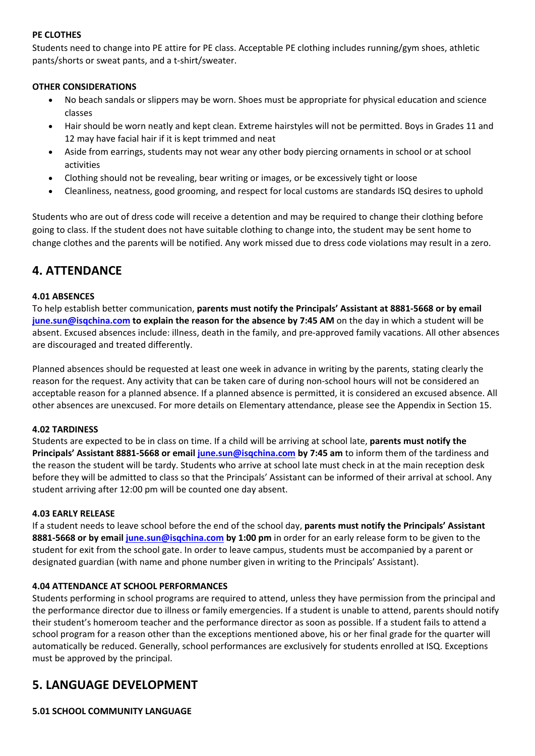**PE CLOTHES**

Students need to change into PE attire for PE class. Acceptable PE clothing includes running/gym shoes, athletic pants/shorts or sweat pants, and a t-shirt/sweater.

**OTHER CONSIDERATIONS**

- No beach sandals or slippers may be worn. Shoes must be appropriate for physical education and science classes
- Hair should be worn neatly and kept clean. Extreme hairstyles will not be permitted. Boys in Grades 11 and 12 may have facial hair if it is kept trimmed and neat
- Aside from earrings, students may not wear any other body piercing ornaments in school or at school activities
- Clothing should not be revealing, bear writing or images, or be excessively tight or loose
- Cleanliness, neatness, good grooming, and respect for local customs are standards ISQ desires to uphold

Students who are out of dress code will receive a detention and may be required to change their clothing before going to class. If the student does not have suitable clothing to change into, the student may be sent home to change clothes and the parents will be notified. Any work missed due to dress code violations may result in a zero.

## 4. ATTENDANCE

**4.01 ABSENCES**

To help establish better communication, **parents must notify the Principals' Assistant at 8881-5668 or by email june.sun@isqchina.com to explain the reason for the absence by 7:45 AM** on the day in which a student will be absent. Excused absences include: illness, death in the family, and pre-approved family vacations. All other absences are discouraged and treated differently.

Planned absences should be requested at least one week in advance in writing by the parents, stating clearly the reason for the request. Any activity that can be taken care of during non-school hours will not be considered an acceptable reason for a planned absence. If a planned absence is permitted, it is considered an excused absence. All other absences are unexcused. For more details on Elementary attendance, please see the Appendix in Section 15.

**4.02 TARDINESS**

Students are expected to be in class on time. If a child will be arriving at school late, **parents must notify the Principals' Assistant 8881-5668 or email june.sun@isqchina.com by 7:45 am** to inform them of the tardiness and the reason the student will be tardy. Students who arrive at school late must check in at the main reception desk before they will be admitted to class so that the Principals' Assistant can be informed of their arrival at school. Any student arriving after 12:00 pm will be counted one day absent.

**4.03 EARLY RELEASE**

If a student needs to leave school before the end of the school day, **parents must notify the Principals' Assistant 8881-5668 or by email june.sun@isqchina.com by 1:00 pm** in order for an early release form to be given to the student for exit from the school gate. In order to leave campus, students must be accompanied by a parent or designated guardian (with name and phone number given in writing to the Principals' Assistant).

**4.04 ATTENDANCE AT SCHOOL PERFORMANCES**

Students performing in school programs are required to attend, unless they have permission from the principal and the performance director due to illness or family emergencies. If a student is unable to attend, parents should notify their student's homeroom teacher and the performance director as soon as possible. If a student fails to attend a school program for a reason other than the exceptions mentioned above, his or her final grade for the quarter will automatically be reduced. Generally, school performances are exclusively for students enrolled at ISQ. Exceptions must be approved by the principal.

## 5. LANGUAGE DEVELOPMENT

**5.01 SCHOOL COMMUNITY LANGUAGE**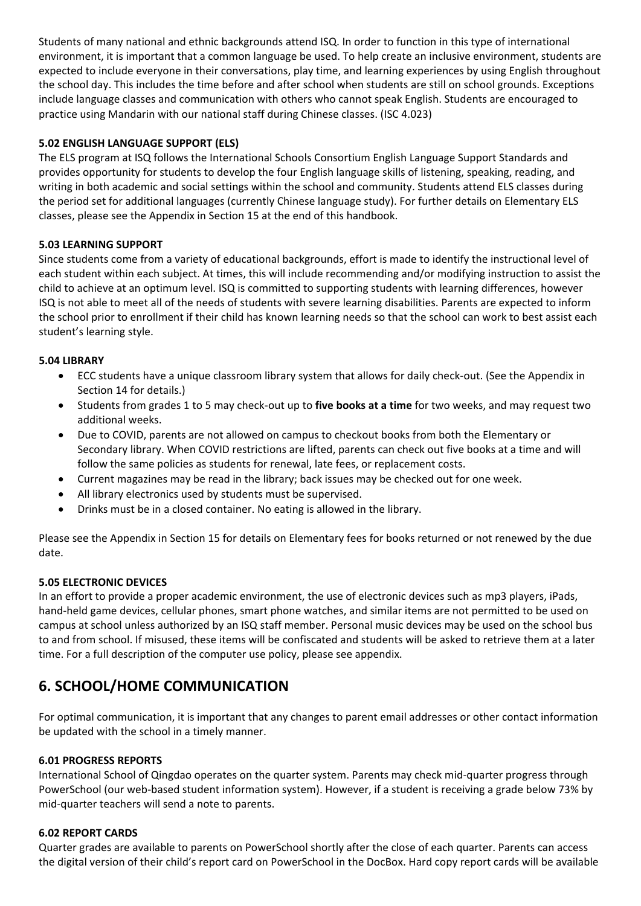Students of many national and ethnic backgrounds attend ISQ. In order to function in this type of international environment, it is important that a common language be used. To help create an inclusive environment, students are expected to include everyone in their conversations, play time, and learning experiences by using English throughout the school day. This includes the time before and after school when students are still on school grounds. Exceptions include language classes and communication with others who cannot speak English. Students are encouraged to practice using Mandarin with our national staff during Chinese classes. (ISC 4.023)

#### 5.02 ENGLISH LANGUAGE SUPPORT (ELS)

The ELS program at ISQ follows the International Schools Consortium English Language Support Standards and provides opportunity for students to develop the four English language skills of listening, speaking, reading, and writing in both academic and social settings within the school and community. Students attend ELS classes during the period set for additional languages (currently Chinese language study). For further details on Elementary ELS classes, please see the Appendix in Section 15 at the end of this handbook.

#### 5.03 LEARNING SUPPORT

Since students come from a variety of educational backgrounds, effort is made to identify the instructional level of each student within each subject. At times, this will include recommending and/or modifying instruction to assist the child to achieve at an optimum level. ISQ is committed to supporting students with learning differences, however ISQ is not able to meet all of the needs of students with severe learning disabilities. Parents are expected to inform the school prior to enrollment if their child has known learning needs so that the school can work to best assist each student's learning style.

#### 5.04 LIBRARY

- ECC students have a unique classroom library system that allows for daily check-out. (See the Appendix in Section 14 for details.)
- Students from grades 1 to 5 may check-out up to **five books at a time** for two weeks, and may request two additional weeks.
- Due to COVID, parents are not allowed on campus to checkout books from both the Elementary or Secondary library. When COVID restrictions are lifted, parents can check out five books at a time and will follow the same policies as students for renewal, late fees, or replacement costs.
- Current magazines may be read in the library; back issues may be checked out for one week.
- All library electronics used by students must be supervised.
- Drinks must be in a closed container. No eating is allowed in the library.

Please see the Appendix in Section 15 for details on Elementary fees for books returned or not renewed by the due date.

#### 5.05 ELECTRONIC DEVICES

In an effort to provide a proper academic environment, the use of electronic devices such as mp3 players, iPads, hand-held game devices, cellular phones, smart phone watches, and similar items are not permitted to be used on campus at school unless authorized by an ISQ staff member. Personal music devices may be used on the school bus to and from school. If misused, these items will be confiscated and students will be asked to retrieve them at a later time. For a full description of the computer use policy, please see appendix.

## 6. SCHOOL/HOME COMMUNICATION

For optimal communication, it is important that any changes to parent email addresses or other contact information be updated with the school in a timely manner.

#### 6.01 PROGRESS REPORTS

International School of Qingdao operates on the quarter system. Parents may check mid-quarter progress through PowerSchool (our web-based student information system). However, if a student is receiving a grade below 73% by mid-quarter teachers will send a note to parents.

#### 6.02 REPORT CARDS

Quarter grades are available to parents on PowerSchool shortly after the close of each quarter. Parents can access the digital version of their child's report card on PowerSchool in the DocBox. Hard copy report cards will be available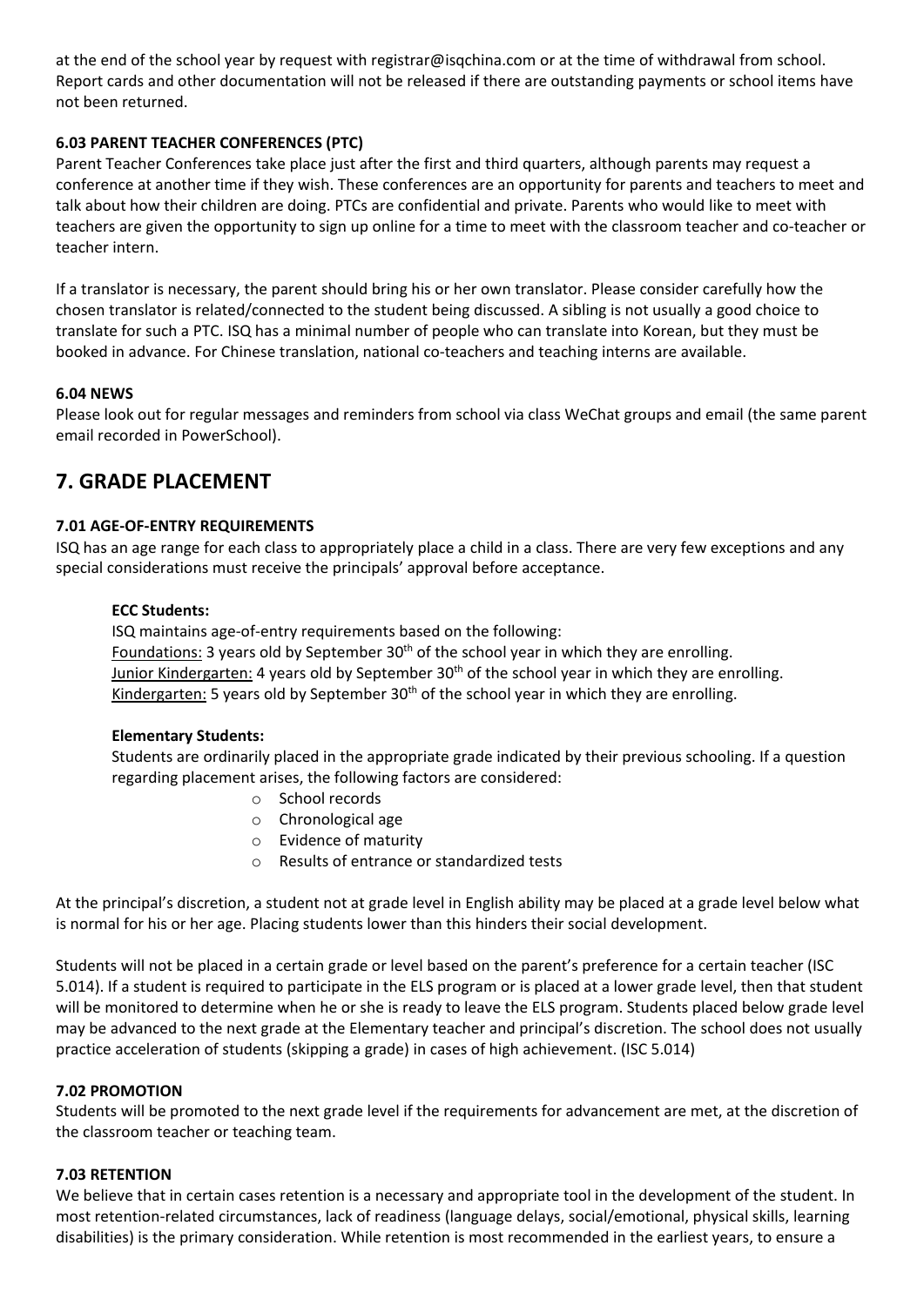at the end of the school year by request with registrar@isqchina.com or at the time of withdrawal from school. Report cards and other documentation will not be released if there are outstanding payments or school items have not been returned.

### 6.03 PARENT TEACHER CONFERENCES (PTC)

Parent Teacher Conferences take place just after the first and third quarters, although parents may request a conference at another time if they wish. These conferences are an opportunity for parents and teachers to meet and talk about how their children are doing. PTCs are confidential and private. Parents who would like to meet with teachers are given the opportunity to sign up online for a time to meet with the classroom teacher and co-teacher or teacher intern.

If a translator is necessary, the parent should bring his or her own translator. Please consider carefully how the chosen translator is related/connected to the student being discussed. A sibling is not usually a good choice to translate for such a PTC. ISQ has a minimal number of people who can translate into Korean, but they must be booked in advance. For Chinese translation, national co-teachers and teaching interns are available.

### 6.04 NEWS

Please look out for regular messages and reminders from school via class WeChat groups and email (the same parent email recorded in PowerSchool).

## 7. GRADE PLACEMENT

### 7.01 AGE-OF-ENTRY REQUIREMENTS

ISQ has an age range for each class to appropriately place a child in a class. There are very few exceptions and any special considerations must receive the principals' approval before acceptance.

**ECC Students:**

ISQ maintains age-of-entry requirements based on the following:
Foundations: 3 years old by September 30th of the school year in which they are enrolling.
Junior Kindergarten: 4 years old by September 30th of the school year in which they are enrolling.
Kindergarten: 5 years old by September 30th of the school year in which they are enrolling.

**Elementary Students:**

Students are ordinarily placed in the appropriate grade indicated by their previous schooling. If a question regarding placement arises, the following factors are considered:

- School records
- Chronological age
- Evidence of maturity
- Results of entrance or standardized tests

At the principal's discretion, a student not at grade level in English ability may be placed at a grade level below what is normal for his or her age. Placing students lower than this hinders their social development.

Students will not be placed in a certain grade or level based on the parent's preference for a certain teacher (ISC 5.014). If a student is required to participate in the ELS program or is placed at a lower grade level, then that student will be monitored to determine when he or she is ready to leave the ELS program. Students placed below grade level may be advanced to the next grade at the Elementary teacher and principal's discretion. The school does not usually practice acceleration of students (skipping a grade) in cases of high achievement. (ISC 5.014)

### 7.02 PROMOTION

Students will be promoted to the next grade level if the requirements for advancement are met, at the discretion of the classroom teacher or teaching team.

### 7.03 RETENTION

We believe that in certain cases retention is a necessary and appropriate tool in the development of the student. In most retention-related circumstances, lack of readiness (language delays, social/emotional, physical skills, learning disabilities) is the primary consideration. While retention is most recommended in the earliest years, to ensure a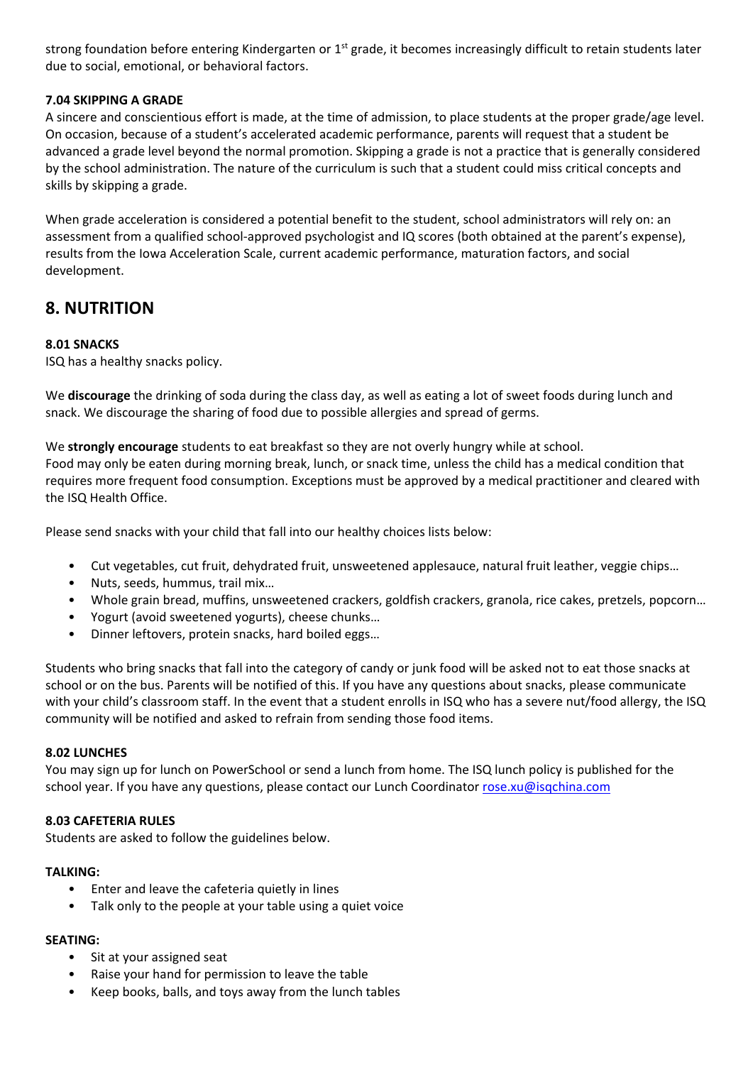strong foundation before entering Kindergarten or 1st grade, it becomes increasingly difficult to retain students later due to social, emotional, or behavioral factors.

#### 7.04 SKIPPING A GRADE

A sincere and conscientious effort is made, at the time of admission, to place students at the proper grade/age level. On occasion, because of a student's accelerated academic performance, parents will request that a student be advanced a grade level beyond the normal promotion. Skipping a grade is not a practice that is generally considered by the school administration. The nature of the curriculum is such that a student could miss critical concepts and skills by skipping a grade.

When grade acceleration is considered a potential benefit to the student, school administrators will rely on: an assessment from a qualified school-approved psychologist and IQ scores (both obtained at the parent's expense), results from the Iowa Acceleration Scale, current academic performance, maturation factors, and social development.

## 8. NUTRITION

#### 8.01 SNACKS

ISQ has a healthy snacks policy.

We **discourage** the drinking of soda during the class day, as well as eating a lot of sweet foods during lunch and snack. We discourage the sharing of food due to possible allergies and spread of germs.

We **strongly encourage** students to eat breakfast so they are not overly hungry while at school.
Food may only be eaten during morning break, lunch, or snack time, unless the child has a medical condition that requires more frequent food consumption. Exceptions must be approved by a medical practitioner and cleared with the ISQ Health Office.

Please send snacks with your child that fall into our healthy choices lists below:

- Cut vegetables, cut fruit, dehydrated fruit, unsweetened applesauce, natural fruit leather, veggie chips…
- Nuts, seeds, hummus, trail mix…
- Whole grain bread, muffins, unsweetened crackers, goldfish crackers, granola, rice cakes, pretzels, popcorn…
- Yogurt (avoid sweetened yogurts), cheese chunks…
- Dinner leftovers, protein snacks, hard boiled eggs…

Students who bring snacks that fall into the category of candy or junk food will be asked not to eat those snacks at school or on the bus. Parents will be notified of this. If you have any questions about snacks, please communicate with your child's classroom staff. In the event that a student enrolls in ISQ who has a severe nut/food allergy, the ISQ community will be notified and asked to refrain from sending those food items.

#### 8.02 LUNCHES

You may sign up for lunch on PowerSchool or send a lunch from home. The ISQ lunch policy is published for the school year. If you have any questions, please contact our Lunch Coordinator rose.xu@isqchina.com

#### 8.03 CAFETERIA RULES

Students are asked to follow the guidelines below.

**TALKING:**

- Enter and leave the cafeteria quietly in lines
- Talk only to the people at your table using a quiet voice

**SEATING:**

- Sit at your assigned seat
- Raise your hand for permission to leave the table
- Keep books, balls, and toys away from the lunch tables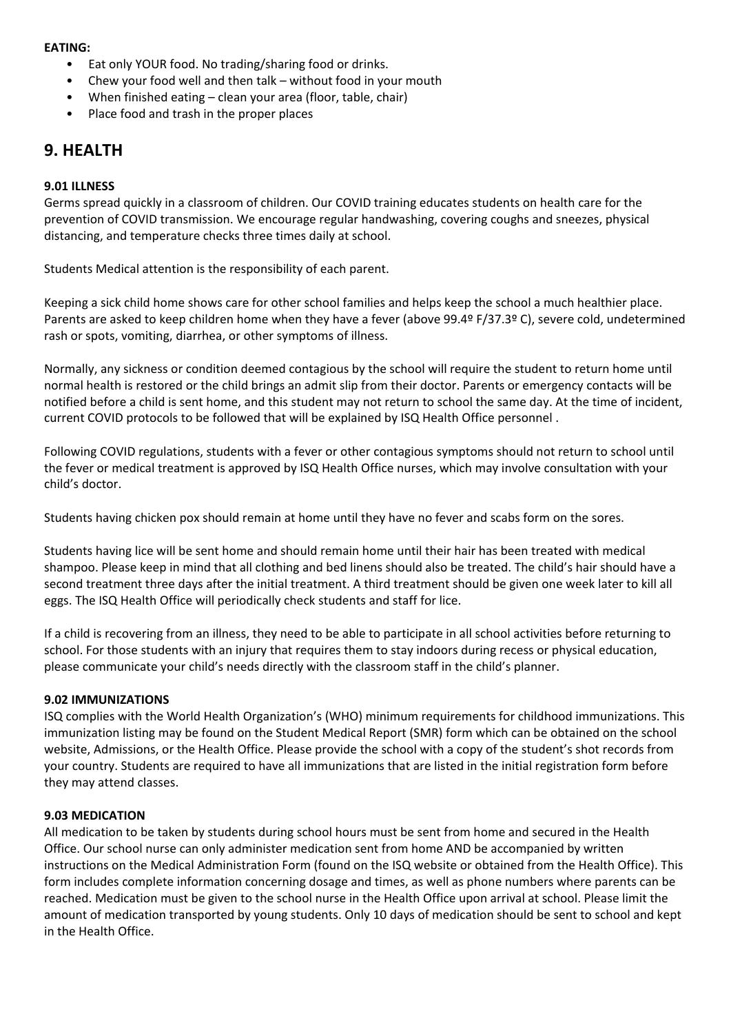**EATING:**

- Eat only YOUR food. No trading/sharing food or drinks.
- Chew your food well and then talk – without food in your mouth
- When finished eating – clean your area (floor, table, chair)
- Place food and trash in the proper places

## 9. HEALTH

**9.01 ILLNESS**

Germs spread quickly in a classroom of children. Our COVID training educates students on health care for the prevention of COVID transmission. We encourage regular handwashing, covering coughs and sneezes, physical distancing, and temperature checks three times daily at school.

Students Medical attention is the responsibility of each parent.

Keeping a sick child home shows care for other school families and helps keep the school a much healthier place. Parents are asked to keep children home when they have a fever (above 99.4º F/37.3º C), severe cold, undetermined rash or spots, vomiting, diarrhea, or other symptoms of illness.

Normally, any sickness or condition deemed contagious by the school will require the student to return home until normal health is restored or the child brings an admit slip from their doctor. Parents or emergency contacts will be notified before a child is sent home, and this student may not return to school the same day. At the time of incident, current COVID protocols to be followed that will be explained by ISQ Health Office personnel .

Following COVID regulations, students with a fever or other contagious symptoms should not return to school until the fever or medical treatment is approved by ISQ Health Office nurses, which may involve consultation with your child's doctor.

Students having chicken pox should remain at home until they have no fever and scabs form on the sores.

Students having lice will be sent home and should remain home until their hair has been treated with medical shampoo. Please keep in mind that all clothing and bed linens should also be treated. The child's hair should have a second treatment three days after the initial treatment. A third treatment should be given one week later to kill all eggs. The ISQ Health Office will periodically check students and staff for lice.

If a child is recovering from an illness, they need to be able to participate in all school activities before returning to school. For those students with an injury that requires them to stay indoors during recess or physical education, please communicate your child's needs directly with the classroom staff in the child's planner.

**9.02 IMMUNIZATIONS**

ISQ complies with the World Health Organization's (WHO) minimum requirements for childhood immunizations. This immunization listing may be found on the Student Medical Report (SMR) form which can be obtained on the school website, Admissions, or the Health Office. Please provide the school with a copy of the student's shot records from your country. Students are required to have all immunizations that are listed in the initial registration form before they may attend classes.

**9.03 MEDICATION**

All medication to be taken by students during school hours must be sent from home and secured in the Health Office. Our school nurse can only administer medication sent from home AND be accompanied by written instructions on the Medical Administration Form (found on the ISQ website or obtained from the Health Office). This form includes complete information concerning dosage and times, as well as phone numbers where parents can be reached. Medication must be given to the school nurse in the Health Office upon arrival at school. Please limit the amount of medication transported by young students. Only 10 days of medication should be sent to school and kept in the Health Office.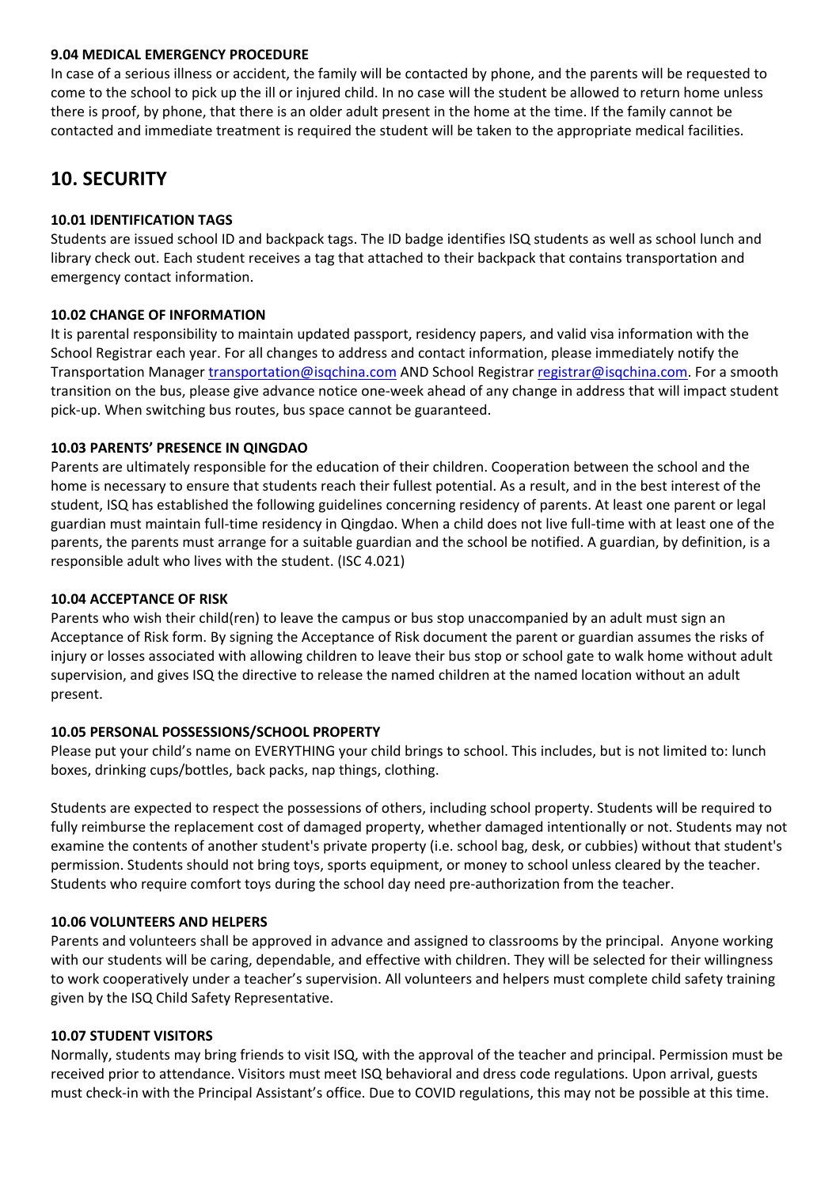### 9.04 MEDICAL EMERGENCY PROCEDURE

In case of a serious illness or accident, the family will be contacted by phone, and the parents will be requested to come to the school to pick up the ill or injured child. In no case will the student be allowed to return home unless there is proof, by phone, that there is an older adult present in the home at the time. If the family cannot be contacted and immediate treatment is required the student will be taken to the appropriate medical facilities.

## 10. SECURITY

### 10.01 IDENTIFICATION TAGS

Students are issued school ID and backpack tags. The ID badge identifies ISQ students as well as school lunch and library check out. Each student receives a tag that attached to their backpack that contains transportation and emergency contact information.

### 10.02 CHANGE OF INFORMATION

It is parental responsibility to maintain updated passport, residency papers, and valid visa information with the School Registrar each year. For all changes to address and contact information, please immediately notify the Transportation Manager transportation@isqchina.com AND School Registrar registrar@isqchina.com. For a smooth transition on the bus, please give advance notice one-week ahead of any change in address that will impact student pick-up. When switching bus routes, bus space cannot be guaranteed.

### 10.03 PARENTS' PRESENCE IN QINGDAO

Parents are ultimately responsible for the education of their children. Cooperation between the school and the home is necessary to ensure that students reach their fullest potential. As a result, and in the best interest of the student, ISQ has established the following guidelines concerning residency of parents. At least one parent or legal guardian must maintain full-time residency in Qingdao. When a child does not live full-time with at least one of the parents, the parents must arrange for a suitable guardian and the school be notified. A guardian, by definition, is a responsible adult who lives with the student. (ISC 4.021)

### 10.04 ACCEPTANCE OF RISK

Parents who wish their child(ren) to leave the campus or bus stop unaccompanied by an adult must sign an Acceptance of Risk form. By signing the Acceptance of Risk document the parent or guardian assumes the risks of injury or losses associated with allowing children to leave their bus stop or school gate to walk home without adult supervision, and gives ISQ the directive to release the named children at the named location without an adult present.

### 10.05 PERSONAL POSSESSIONS/SCHOOL PROPERTY

Please put your child's name on EVERYTHING your child brings to school. This includes, but is not limited to: lunch boxes, drinking cups/bottles, back packs, nap things, clothing.

Students are expected to respect the possessions of others, including school property. Students will be required to fully reimburse the replacement cost of damaged property, whether damaged intentionally or not. Students may not examine the contents of another student's private property (i.e. school bag, desk, or cubbies) without that student's permission. Students should not bring toys, sports equipment, or money to school unless cleared by the teacher. Students who require comfort toys during the school day need pre-authorization from the teacher.

### 10.06 VOLUNTEERS AND HELPERS

Parents and volunteers shall be approved in advance and assigned to classrooms by the principal. Anyone working with our students will be caring, dependable, and effective with children. They will be selected for their willingness to work cooperatively under a teacher's supervision. All volunteers and helpers must complete child safety training given by the ISQ Child Safety Representative.

### 10.07 STUDENT VISITORS

Normally, students may bring friends to visit ISQ, with the approval of the teacher and principal. Permission must be received prior to attendance. Visitors must meet ISQ behavioral and dress code regulations. Upon arrival, guests must check-in with the Principal Assistant's office. Due to COVID regulations, this may not be possible at this time.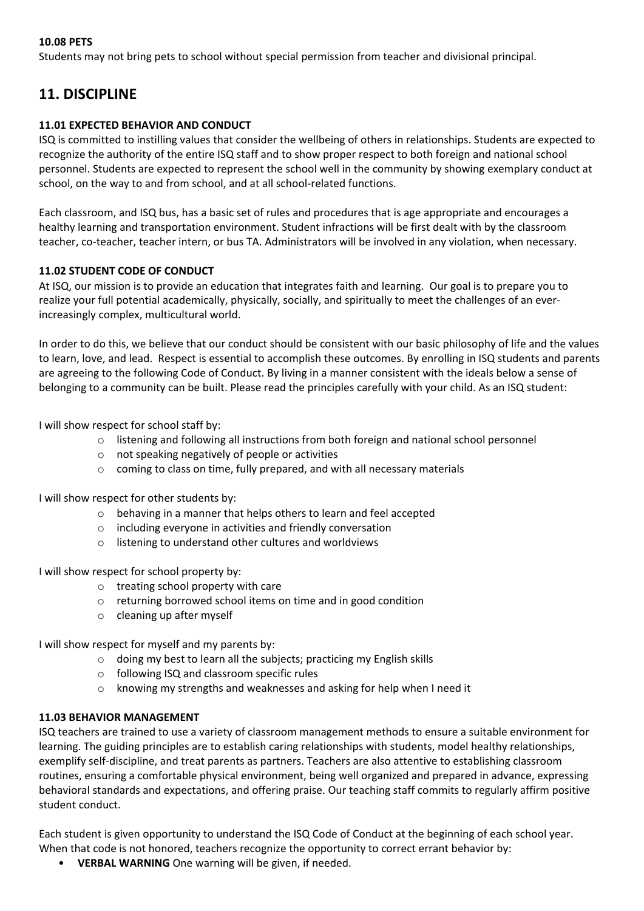#### 10.08 PETS

Students may not bring pets to school without special permission from teacher and divisional principal.

## 11. DISCIPLINE

#### 11.01 EXPECTED BEHAVIOR AND CONDUCT

ISQ is committed to instilling values that consider the wellbeing of others in relationships. Students are expected to recognize the authority of the entire ISQ staff and to show proper respect to both foreign and national school personnel. Students are expected to represent the school well in the community by showing exemplary conduct at school, on the way to and from school, and at all school-related functions.

Each classroom, and ISQ bus, has a basic set of rules and procedures that is age appropriate and encourages a healthy learning and transportation environment. Student infractions will be first dealt with by the classroom teacher, co-teacher, teacher intern, or bus TA. Administrators will be involved in any violation, when necessary.

#### 11.02 STUDENT CODE OF CONDUCT

At ISQ, our mission is to provide an education that integrates faith and learning. Our goal is to prepare you to realize your full potential academically, physically, socially, and spiritually to meet the challenges of an ever-increasingly complex, multicultural world.

In order to do this, we believe that our conduct should be consistent with our basic philosophy of life and the values to learn, love, and lead. Respect is essential to accomplish these outcomes. By enrolling in ISQ students and parents are agreeing to the following Code of Conduct. By living in a manner consistent with the ideals below a sense of belonging to a community can be built. Please read the principles carefully with your child. As an ISQ student:

I will show respect for school staff by:

- listening and following all instructions from both foreign and national school personnel
- not speaking negatively of people or activities
- coming to class on time, fully prepared, and with all necessary materials

I will show respect for other students by:

- behaving in a manner that helps others to learn and feel accepted
- including everyone in activities and friendly conversation
- listening to understand other cultures and worldviews

I will show respect for school property by:

- treating school property with care
- returning borrowed school items on time and in good condition
- cleaning up after myself

I will show respect for myself and my parents by:

- doing my best to learn all the subjects; practicing my English skills
- following ISQ and classroom specific rules
- knowing my strengths and weaknesses and asking for help when I need it

#### 11.03 BEHAVIOR MANAGEMENT

ISQ teachers are trained to use a variety of classroom management methods to ensure a suitable environment for learning. The guiding principles are to establish caring relationships with students, model healthy relationships, exemplify self-discipline, and treat parents as partners. Teachers are also attentive to establishing classroom routines, ensuring a comfortable physical environment, being well organized and prepared in advance, expressing behavioral standards and expectations, and offering praise. Our teaching staff commits to regularly affirm positive student conduct.

Each student is given opportunity to understand the ISQ Code of Conduct at the beginning of each school year. When that code is not honored, teachers recognize the opportunity to correct errant behavior by:

- **VERBAL WARNING** One warning will be given, if needed.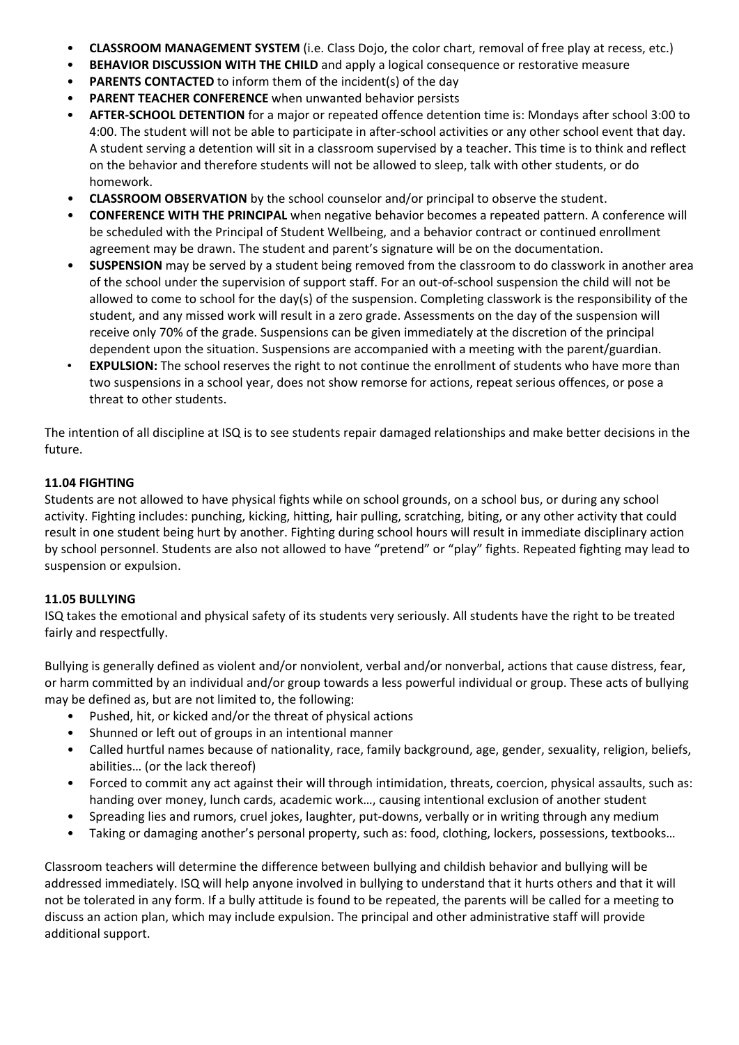- **CLASSROOM MANAGEMENT SYSTEM** (i.e. Class Dojo, the color chart, removal of free play at recess, etc.)
- **BEHAVIOR DISCUSSION WITH THE CHILD** and apply a logical consequence or restorative measure
- **PARENTS CONTACTED** to inform them of the incident(s) of the day
- **PARENT TEACHER CONFERENCE** when unwanted behavior persists
- **AFTER-SCHOOL DETENTION** for a major or repeated offence detention time is: Mondays after school 3:00 to 4:00. The student will not be able to participate in after-school activities or any other school event that day. A student serving a detention will sit in a classroom supervised by a teacher. This time is to think and reflect on the behavior and therefore students will not be allowed to sleep, talk with other students, or do homework.
- **CLASSROOM OBSERVATION** by the school counselor and/or principal to observe the student.
- **CONFERENCE WITH THE PRINCIPAL** when negative behavior becomes a repeated pattern. A conference will be scheduled with the Principal of Student Wellbeing, and a behavior contract or continued enrollment agreement may be drawn. The student and parent's signature will be on the documentation.
- **SUSPENSION** may be served by a student being removed from the classroom to do classwork in another area of the school under the supervision of support staff. For an out-of-school suspension the child will not be allowed to come to school for the day(s) of the suspension. Completing classwork is the responsibility of the student, and any missed work will result in a zero grade. Assessments on the day of the suspension will receive only 70% of the grade. Suspensions can be given immediately at the discretion of the principal dependent upon the situation. Suspensions are accompanied with a meeting with the parent/guardian.
- **EXPULSION:** The school reserves the right to not continue the enrollment of students who have more than two suspensions in a school year, does not show remorse for actions, repeat serious offences, or pose a threat to other students.

The intention of all discipline at ISQ is to see students repair damaged relationships and make better decisions in the future.

### 11.04 FIGHTING

Students are not allowed to have physical fights while on school grounds, on a school bus, or during any school activity. Fighting includes: punching, kicking, hitting, hair pulling, scratching, biting, or any other activity that could result in one student being hurt by another. Fighting during school hours will result in immediate disciplinary action by school personnel. Students are also not allowed to have "pretend" or "play" fights. Repeated fighting may lead to suspension or expulsion.

### 11.05 BULLYING

ISQ takes the emotional and physical safety of its students very seriously. All students have the right to be treated fairly and respectfully.

Bullying is generally defined as violent and/or nonviolent, verbal and/or nonverbal, actions that cause distress, fear, or harm committed by an individual and/or group towards a less powerful individual or group. These acts of bullying may be defined as, but are not limited to, the following:

- Pushed, hit, or kicked and/or the threat of physical actions
- Shunned or left out of groups in an intentional manner
- Called hurtful names because of nationality, race, family background, age, gender, sexuality, religion, beliefs, abilities… (or the lack thereof)
- Forced to commit any act against their will through intimidation, threats, coercion, physical assaults, such as: handing over money, lunch cards, academic work…, causing intentional exclusion of another student
- Spreading lies and rumors, cruel jokes, laughter, put-downs, verbally or in writing through any medium
- Taking or damaging another's personal property, such as: food, clothing, lockers, possessions, textbooks…

Classroom teachers will determine the difference between bullying and childish behavior and bullying will be addressed immediately. ISQ will help anyone involved in bullying to understand that it hurts others and that it will not be tolerated in any form. If a bully attitude is found to be repeated, the parents will be called for a meeting to discuss an action plan, which may include expulsion. The principal and other administrative staff will provide additional support.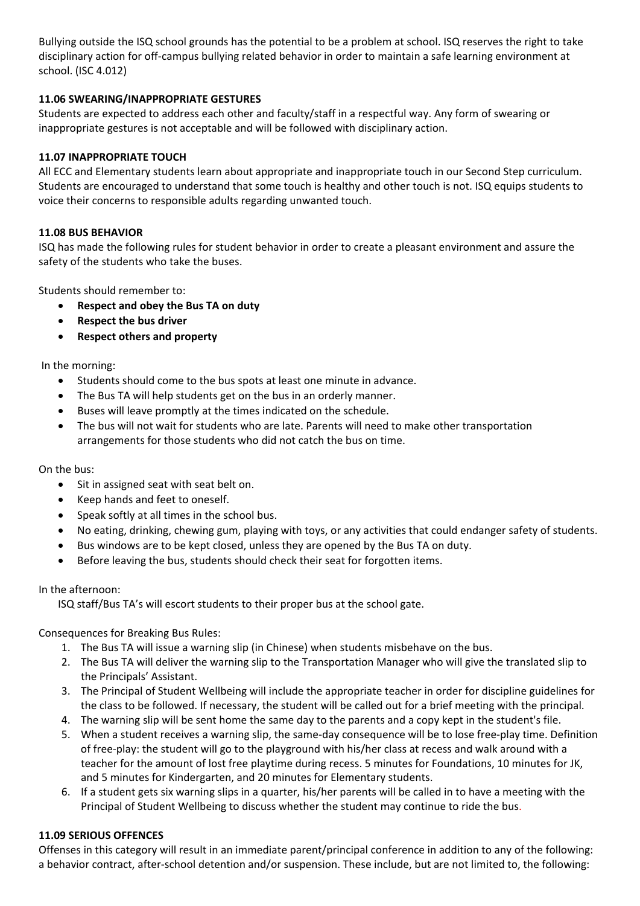Bullying outside the ISQ school grounds has the potential to be a problem at school. ISQ reserves the right to take disciplinary action for off-campus bullying related behavior in order to maintain a safe learning environment at school. (ISC 4.012)

### 11.06 SWEARING/INAPPROPRIATE GESTURES

Students are expected to address each other and faculty/staff in a respectful way. Any form of swearing or inappropriate gestures is not acceptable and will be followed with disciplinary action.

### 11.07 INAPPROPRIATE TOUCH

All ECC and Elementary students learn about appropriate and inappropriate touch in our Second Step curriculum. Students are encouraged to understand that some touch is healthy and other touch is not. ISQ equips students to voice their concerns to responsible adults regarding unwanted touch.

### 11.08 BUS BEHAVIOR

ISQ has made the following rules for student behavior in order to create a pleasant environment and assure the safety of the students who take the buses.

Students should remember to:

- **Respect and obey the Bus TA on duty**
- **Respect the bus driver**
- **Respect others and property**

In the morning:

- Students should come to the bus spots at least one minute in advance.
- The Bus TA will help students get on the bus in an orderly manner.
- Buses will leave promptly at the times indicated on the schedule.
- The bus will not wait for students who are late. Parents will need to make other transportation arrangements for those students who did not catch the bus on time.

On the bus:

- Sit in assigned seat with seat belt on.
- Keep hands and feet to oneself.
- Speak softly at all times in the school bus.
- No eating, drinking, chewing gum, playing with toys, or any activities that could endanger safety of students.
- Bus windows are to be kept closed, unless they are opened by the Bus TA on duty.
- Before leaving the bus, students should check their seat for forgotten items.

In the afternoon:

ISQ staff/Bus TA's will escort students to their proper bus at the school gate.

Consequences for Breaking Bus Rules:

1. The Bus TA will issue a warning slip (in Chinese) when students misbehave on the bus.
2. The Bus TA will deliver the warning slip to the Transportation Manager who will give the translated slip to the Principals' Assistant.
3. The Principal of Student Wellbeing will include the appropriate teacher in order for discipline guidelines for the class to be followed. If necessary, the student will be called out for a brief meeting with the principal.
4. The warning slip will be sent home the same day to the parents and a copy kept in the student's file.
5. When a student receives a warning slip, the same-day consequence will be to lose free-play time. Definition of free-play: the student will go to the playground with his/her class at recess and walk around with a teacher for the amount of lost free playtime during recess. 5 minutes for Foundations, 10 minutes for JK, and 5 minutes for Kindergarten, and 20 minutes for Elementary students.
6. If a student gets six warning slips in a quarter, his/her parents will be called in to have a meeting with the Principal of Student Wellbeing to discuss whether the student may continue to ride the bus.

### 11.09 SERIOUS OFFENCES

Offenses in this category will result in an immediate parent/principal conference in addition to any of the following: a behavior contract, after-school detention and/or suspension. These include, but are not limited to, the following: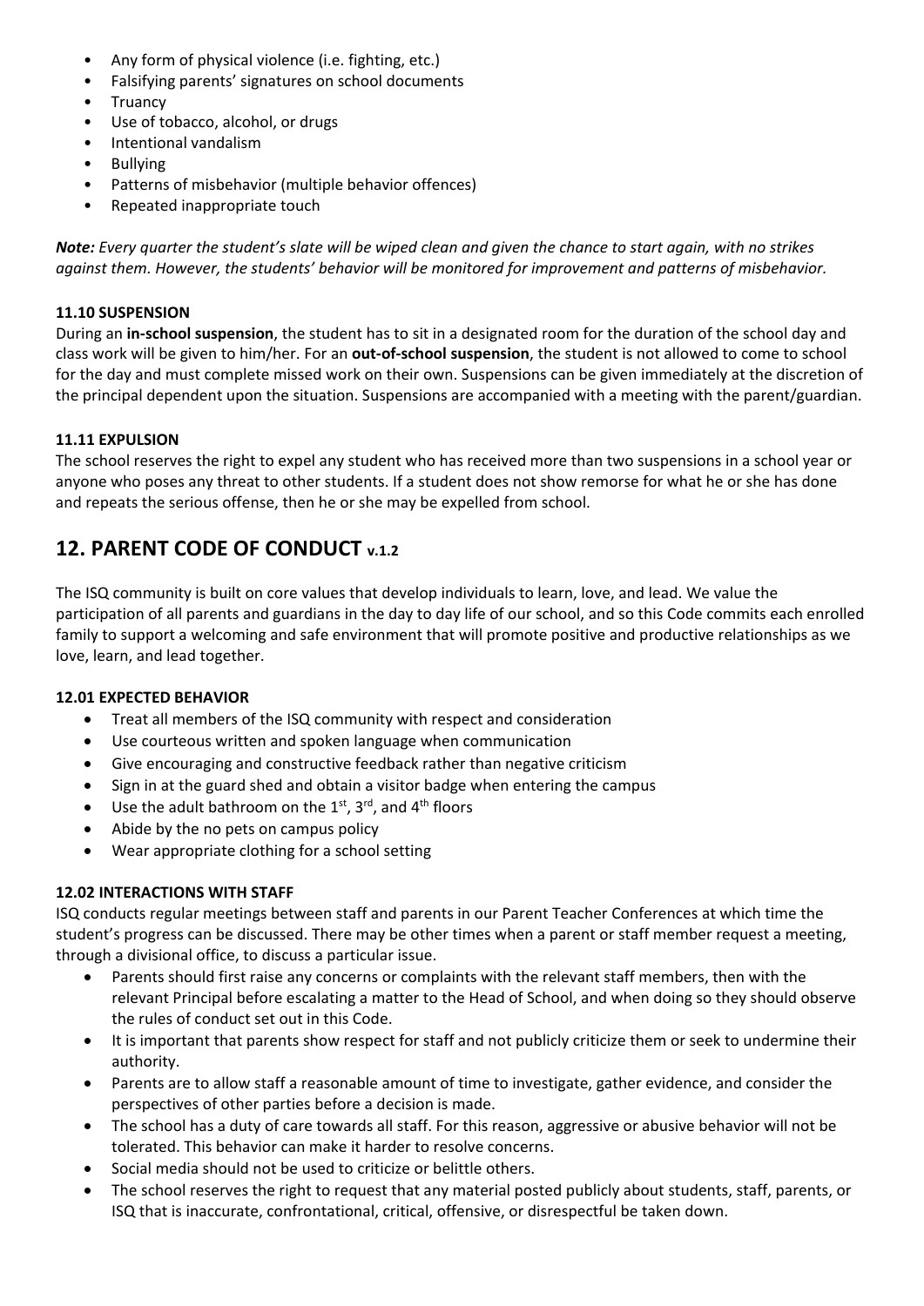- Any form of physical violence (i.e. fighting, etc.)
- Falsifying parents' signatures on school documents
- Truancy
- Use of tobacco, alcohol, or drugs
- Intentional vandalism
- Bullying
- Patterns of misbehavior (multiple behavior offences)
- Repeated inappropriate touch

***Note:*** *Every quarter the student's slate will be wiped clean and given the chance to start again, with no strikes against them. However, the students' behavior will be monitored for improvement and patterns of misbehavior.*

#### 11.10 SUSPENSION

During an **in-school suspension**, the student has to sit in a designated room for the duration of the school day and class work will be given to him/her. For an **out-of-school suspension**, the student is not allowed to come to school for the day and must complete missed work on their own. Suspensions can be given immediately at the discretion of the principal dependent upon the situation. Suspensions are accompanied with a meeting with the parent/guardian.

#### 11.11 EXPULSION

The school reserves the right to expel any student who has received more than two suspensions in a school year or anyone who poses any threat to other students. If a student does not show remorse for what he or she has done and repeats the serious offense, then he or she may be expelled from school.

## 12. PARENT CODE OF CONDUCT v.1.2

The ISQ community is built on core values that develop individuals to learn, love, and lead. We value the participation of all parents and guardians in the day to day life of our school, and so this Code commits each enrolled family to support a welcoming and safe environment that will promote positive and productive relationships as we love, learn, and lead together.

#### 12.01 EXPECTED BEHAVIOR

- Treat all members of the ISQ community with respect and consideration
- Use courteous written and spoken language when communication
- Give encouraging and constructive feedback rather than negative criticism
- Sign in at the guard shed and obtain a visitor badge when entering the campus
- Use the adult bathroom on the 1st, 3rd, and 4th floors
- Abide by the no pets on campus policy
- Wear appropriate clothing for a school setting

#### 12.02 INTERACTIONS WITH STAFF

ISQ conducts regular meetings between staff and parents in our Parent Teacher Conferences at which time the student's progress can be discussed. There may be other times when a parent or staff member request a meeting, through a divisional office, to discuss a particular issue.

- Parents should first raise any concerns or complaints with the relevant staff members, then with the relevant Principal before escalating a matter to the Head of School, and when doing so they should observe the rules of conduct set out in this Code.
- It is important that parents show respect for staff and not publicly criticize them or seek to undermine their authority.
- Parents are to allow staff a reasonable amount of time to investigate, gather evidence, and consider the perspectives of other parties before a decision is made.
- The school has a duty of care towards all staff. For this reason, aggressive or abusive behavior will not be tolerated. This behavior can make it harder to resolve concerns.
- Social media should not be used to criticize or belittle others.
- The school reserves the right to request that any material posted publicly about students, staff, parents, or ISQ that is inaccurate, confrontational, critical, offensive, or disrespectful be taken down.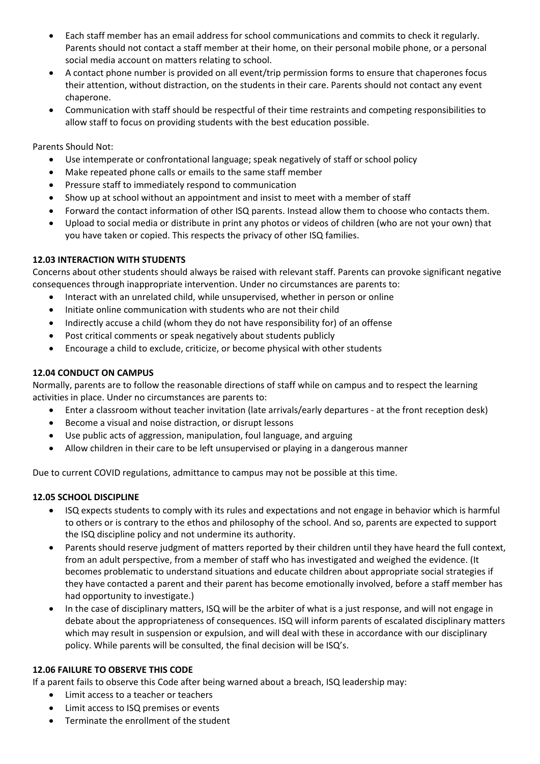- Each staff member has an email address for school communications and commits to check it regularly. Parents should not contact a staff member at their home, on their personal mobile phone, or a personal social media account on matters relating to school.
- A contact phone number is provided on all event/trip permission forms to ensure that chaperones focus their attention, without distraction, on the students in their care. Parents should not contact any event chaperone.
- Communication with staff should be respectful of their time restraints and competing responsibilities to allow staff to focus on providing students with the best education possible.

Parents Should Not:

- Use intemperate or confrontational language; speak negatively of staff or school policy
- Make repeated phone calls or emails to the same staff member
- Pressure staff to immediately respond to communication
- Show up at school without an appointment and insist to meet with a member of staff
- Forward the contact information of other ISQ parents. Instead allow them to choose who contacts them.
- Upload to social media or distribute in print any photos or videos of children (who are not your own) that you have taken or copied. This respects the privacy of other ISQ families.

**12.03 INTERACTION WITH STUDENTS**

Concerns about other students should always be raised with relevant staff. Parents can provoke significant negative consequences through inappropriate intervention. Under no circumstances are parents to:

- Interact with an unrelated child, while unsupervised, whether in person or online
- Initiate online communication with students who are not their child
- Indirectly accuse a child (whom they do not have responsibility for) of an offense
- Post critical comments or speak negatively about students publicly
- Encourage a child to exclude, criticize, or become physical with other students

**12.04 CONDUCT ON CAMPUS**

Normally, parents are to follow the reasonable directions of staff while on campus and to respect the learning activities in place. Under no circumstances are parents to:

- Enter a classroom without teacher invitation (late arrivals/early departures - at the front reception desk)
- Become a visual and noise distraction, or disrupt lessons
- Use public acts of aggression, manipulation, foul language, and arguing
- Allow children in their care to be left unsupervised or playing in a dangerous manner

Due to current COVID regulations, admittance to campus may not be possible at this time.

**12.05 SCHOOL DISCIPLINE**

- ISQ expects students to comply with its rules and expectations and not engage in behavior which is harmful to others or is contrary to the ethos and philosophy of the school. And so, parents are expected to support the ISQ discipline policy and not undermine its authority.
- Parents should reserve judgment of matters reported by their children until they have heard the full context, from an adult perspective, from a member of staff who has investigated and weighed the evidence. (It becomes problematic to understand situations and educate children about appropriate social strategies if they have contacted a parent and their parent has become emotionally involved, before a staff member has had opportunity to investigate.)
- In the case of disciplinary matters, ISQ will be the arbiter of what is a just response, and will not engage in debate about the appropriateness of consequences. ISQ will inform parents of escalated disciplinary matters which may result in suspension or expulsion, and will deal with these in accordance with our disciplinary policy. While parents will be consulted, the final decision will be ISQ's.

**12.06 FAILURE TO OBSERVE THIS CODE**

If a parent fails to observe this Code after being warned about a breach, ISQ leadership may:

- Limit access to a teacher or teachers
- Limit access to ISQ premises or events
- Terminate the enrollment of the student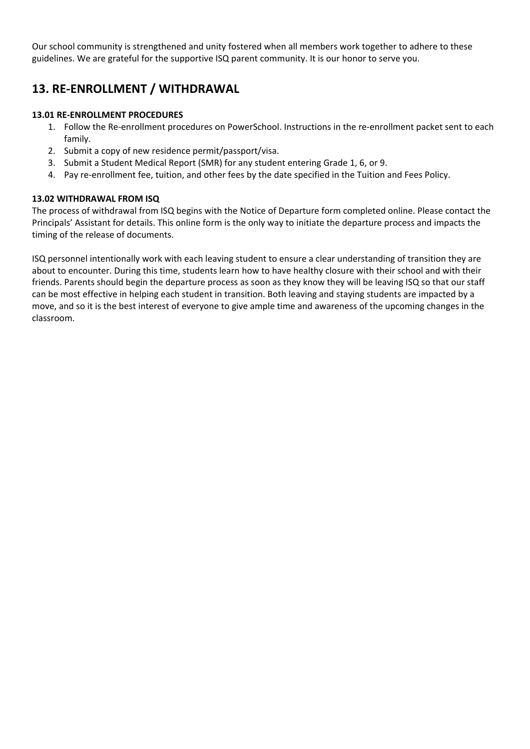Our school community is strengthened and unity fostered when all members work together to adhere to these guidelines. We are grateful for the supportive ISQ parent community. It is our honor to serve you.

## 13. RE-ENROLLMENT / WITHDRAWAL

### 13.01 RE-ENROLLMENT PROCEDURES

1. Follow the Re-enrollment procedures on PowerSchool. Instructions in the re-enrollment packet sent to each family.
2. Submit a copy of new residence permit/passport/visa.
3. Submit a Student Medical Report (SMR) for any student entering Grade 1, 6, or 9.
4. Pay re-enrollment fee, tuition, and other fees by the date specified in the Tuition and Fees Policy.

### 13.02 WITHDRAWAL FROM ISQ

The process of withdrawal from ISQ begins with the Notice of Departure form completed online. Please contact the Principals' Assistant for details. This online form is the only way to initiate the departure process and impacts the timing of the release of documents.

ISQ personnel intentionally work with each leaving student to ensure a clear understanding of transition they are about to encounter. During this time, students learn how to have healthy closure with their school and with their friends. Parents should begin the departure process as soon as they know they will be leaving ISQ so that our staff can be most effective in helping each student in transition. Both leaving and staying students are impacted by a move, and so it is the best interest of everyone to give ample time and awareness of the upcoming changes in the classroom.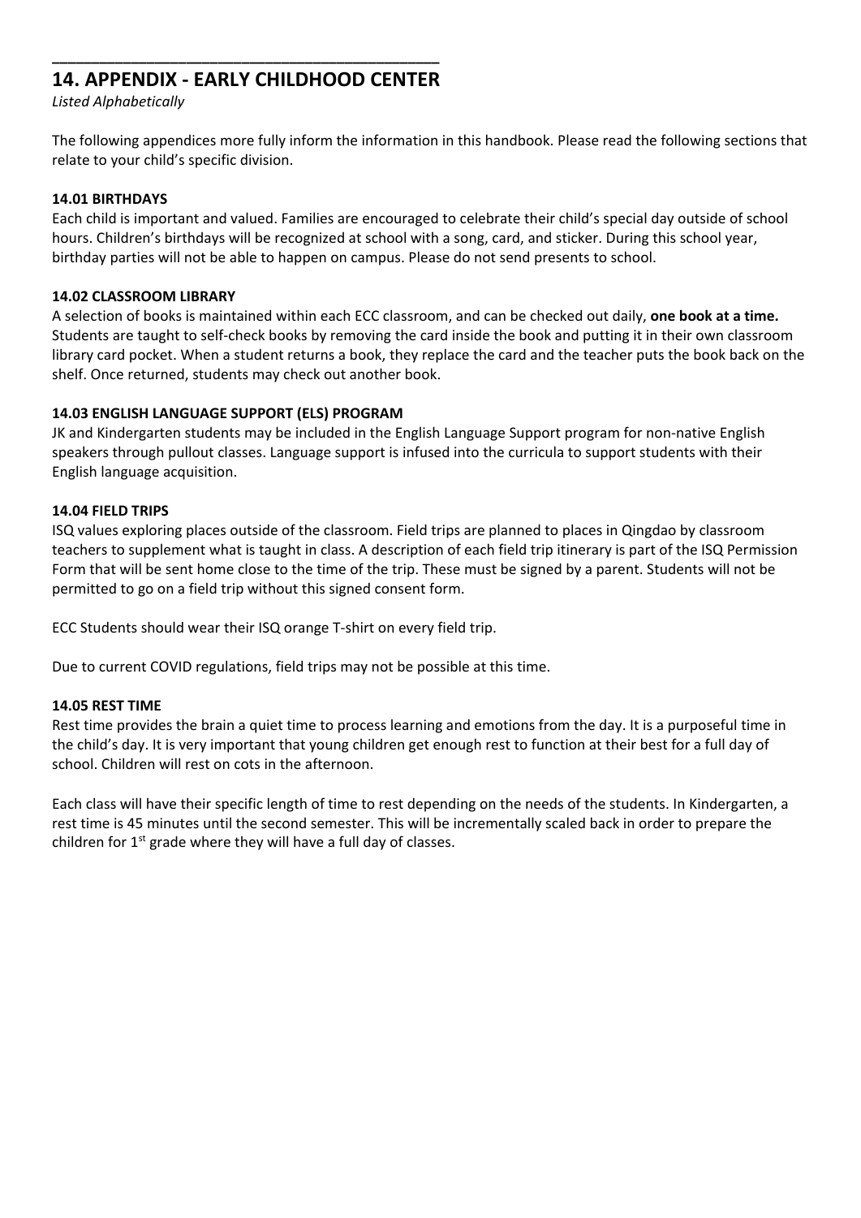## 14. APPENDIX - EARLY CHILDHOOD CENTER

*Listed Alphabetically*

The following appendices more fully inform the information in this handbook. Please read the following sections that relate to your child's specific division.

### 14.01 BIRTHDAYS

Each child is important and valued. Families are encouraged to celebrate their child's special day outside of school hours. Children's birthdays will be recognized at school with a song, card, and sticker. During this school year, birthday parties will not be able to happen on campus. Please do not send presents to school.

### 14.02 CLASSROOM LIBRARY

A selection of books is maintained within each ECC classroom, and can be checked out daily, **one book at a time.** Students are taught to self-check books by removing the card inside the book and putting it in their own classroom library card pocket. When a student returns a book, they replace the card and the teacher puts the book back on the shelf. Once returned, students may check out another book.

### 14.03 ENGLISH LANGUAGE SUPPORT (ELS) PROGRAM

JK and Kindergarten students may be included in the English Language Support program for non-native English speakers through pullout classes. Language support is infused into the curricula to support students with their English language acquisition.

### 14.04 FIELD TRIPS

ISQ values exploring places outside of the classroom. Field trips are planned to places in Qingdao by classroom teachers to supplement what is taught in class. A description of each field trip itinerary is part of the ISQ Permission Form that will be sent home close to the time of the trip. These must be signed by a parent. Students will not be permitted to go on a field trip without this signed consent form.

ECC Students should wear their ISQ orange T-shirt on every field trip.

Due to current COVID regulations, field trips may not be possible at this time.

### 14.05 REST TIME

Rest time provides the brain a quiet time to process learning and emotions from the day. It is a purposeful time in the child's day. It is very important that young children get enough rest to function at their best for a full day of school. Children will rest on cots in the afternoon.

Each class will have their specific length of time to rest depending on the needs of the students. In Kindergarten, a rest time is 45 minutes until the second semester. This will be incrementally scaled back in order to prepare the children for 1st grade where they will have a full day of classes.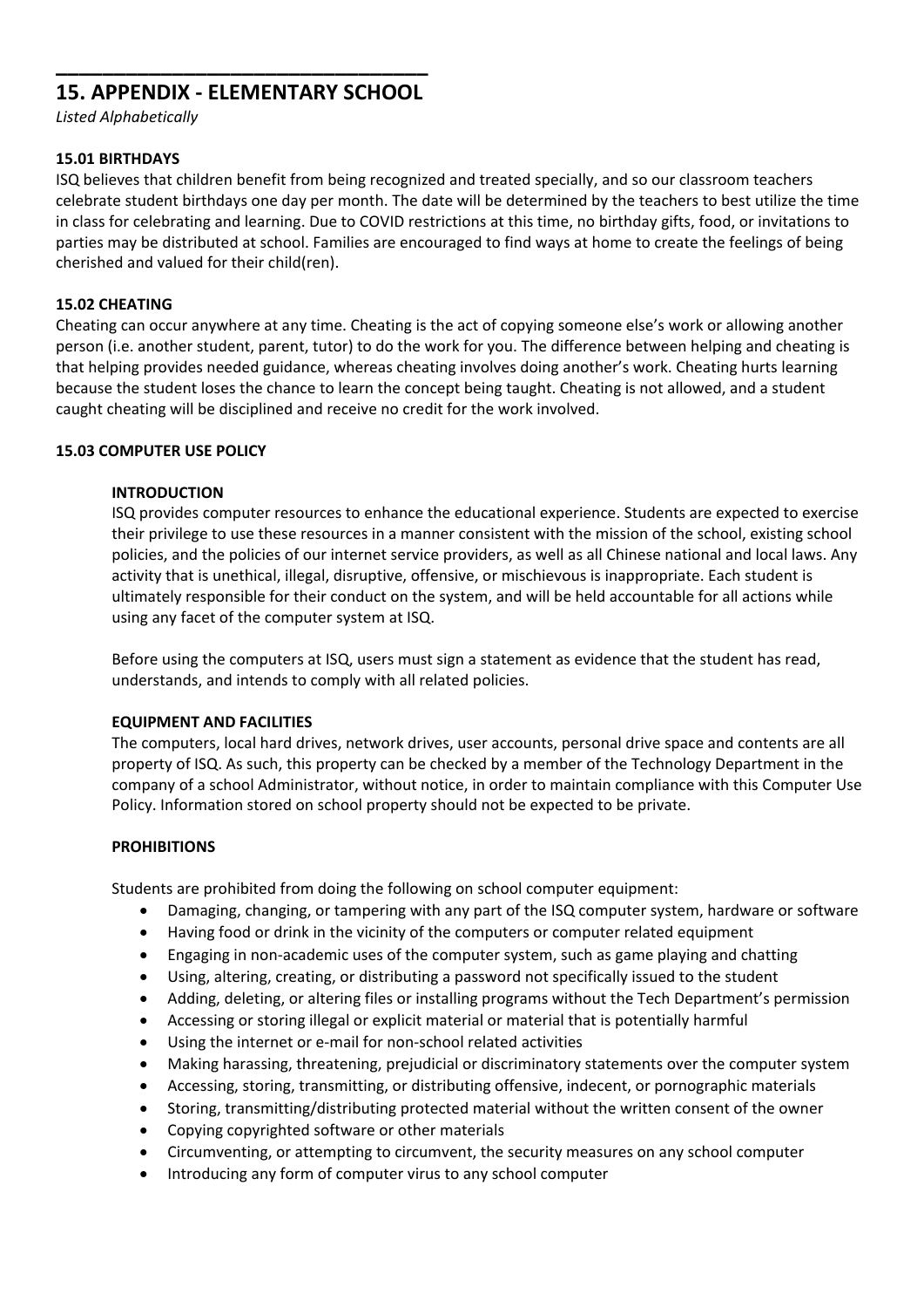# 15. APPENDIX - ELEMENTARY SCHOOL

*Listed Alphabetically*

### 15.01 BIRTHDAYS

ISQ believes that children benefit from being recognized and treated specially, and so our classroom teachers celebrate student birthdays one day per month. The date will be determined by the teachers to best utilize the time in class for celebrating and learning. Due to COVID restrictions at this time, no birthday gifts, food, or invitations to parties may be distributed at school. Families are encouraged to find ways at home to create the feelings of being cherished and valued for their child(ren).

### 15.02 CHEATING

Cheating can occur anywhere at any time. Cheating is the act of copying someone else's work or allowing another person (i.e. another student, parent, tutor) to do the work for you. The difference between helping and cheating is that helping provides needed guidance, whereas cheating involves doing another's work. Cheating hurts learning because the student loses the chance to learn the concept being taught. Cheating is not allowed, and a student caught cheating will be disciplined and receive no credit for the work involved.

### 15.03 COMPUTER USE POLICY

#### INTRODUCTION

ISQ provides computer resources to enhance the educational experience. Students are expected to exercise their privilege to use these resources in a manner consistent with the mission of the school, existing school policies, and the policies of our internet service providers, as well as all Chinese national and local laws. Any activity that is unethical, illegal, disruptive, offensive, or mischievous is inappropriate. Each student is ultimately responsible for their conduct on the system, and will be held accountable for all actions while using any facet of the computer system at ISQ.

Before using the computers at ISQ, users must sign a statement as evidence that the student has read, understands, and intends to comply with all related policies.

#### EQUIPMENT AND FACILITIES

The computers, local hard drives, network drives, user accounts, personal drive space and contents are all property of ISQ. As such, this property can be checked by a member of the Technology Department in the company of a school Administrator, without notice, in order to maintain compliance with this Computer Use Policy. Information stored on school property should not be expected to be private.

#### PROHIBITIONS

Students are prohibited from doing the following on school computer equipment:

- Damaging, changing, or tampering with any part of the ISQ computer system, hardware or software
- Having food or drink in the vicinity of the computers or computer related equipment
- Engaging in non-academic uses of the computer system, such as game playing and chatting
- Using, altering, creating, or distributing a password not specifically issued to the student
- Adding, deleting, or altering files or installing programs without the Tech Department's permission
- Accessing or storing illegal or explicit material or material that is potentially harmful
- Using the internet or e-mail for non-school related activities
- Making harassing, threatening, prejudicial or discriminatory statements over the computer system
- Accessing, storing, transmitting, or distributing offensive, indecent, or pornographic materials
- Storing, transmitting/distributing protected material without the written consent of the owner
- Copying copyrighted software or other materials
- Circumventing, or attempting to circumvent, the security measures on any school computer
- Introducing any form of computer virus to any school computer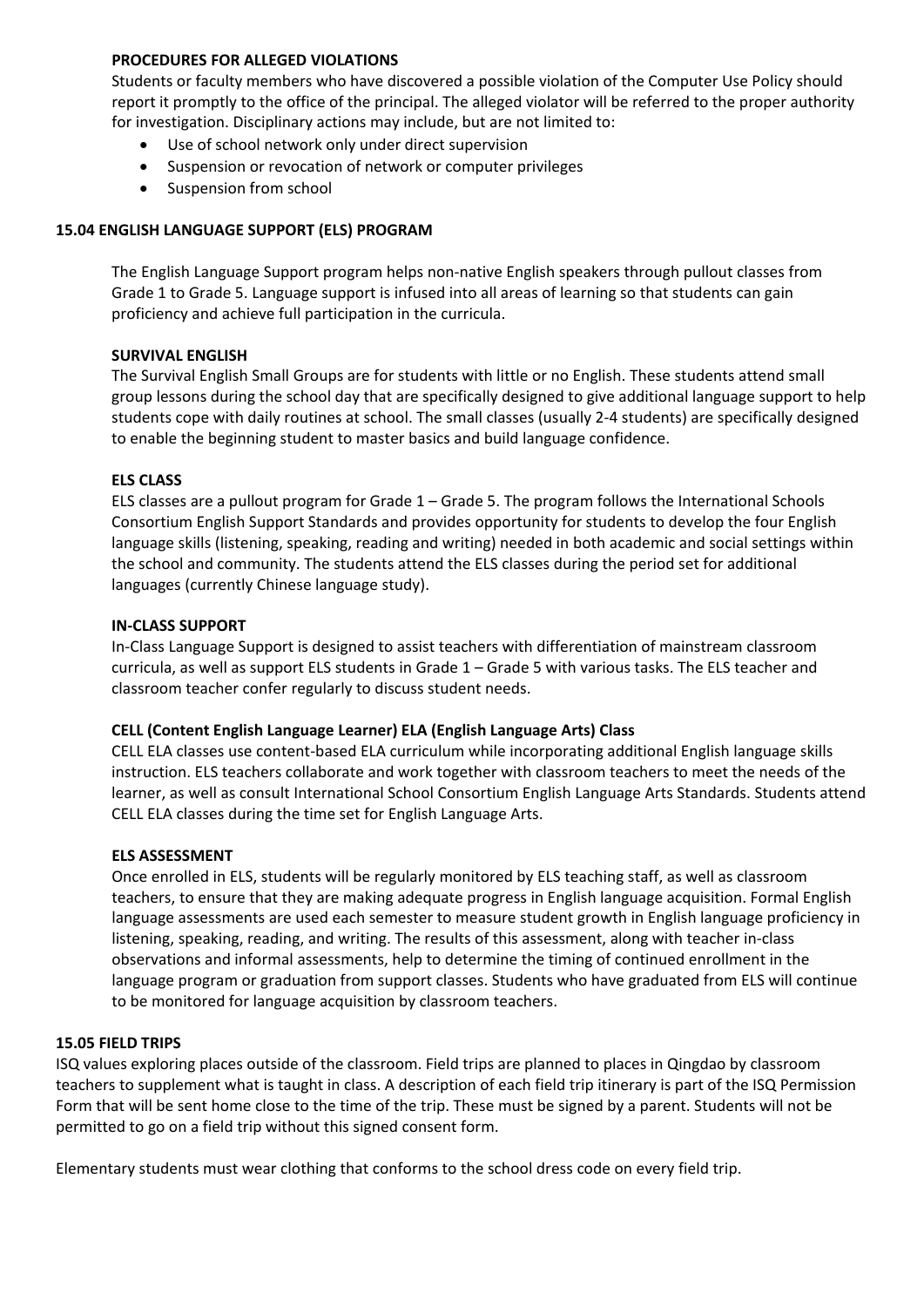**PROCEDURES FOR ALLEGED VIOLATIONS**

Students or faculty members who have discovered a possible violation of the Computer Use Policy should report it promptly to the office of the principal. The alleged violator will be referred to the proper authority for investigation. Disciplinary actions may include, but are not limited to:

- Use of school network only under direct supervision
- Suspension or revocation of network or computer privileges
- Suspension from school

## 15.04 ENGLISH LANGUAGE SUPPORT (ELS) PROGRAM

The English Language Support program helps non-native English speakers through pullout classes from Grade 1 to Grade 5. Language support is infused into all areas of learning so that students can gain proficiency and achieve full participation in the curricula.

**SURVIVAL ENGLISH**

The Survival English Small Groups are for students with little or no English. These students attend small group lessons during the school day that are specifically designed to give additional language support to help students cope with daily routines at school. The small classes (usually 2-4 students) are specifically designed to enable the beginning student to master basics and build language confidence.

**ELS CLASS**

ELS classes are a pullout program for Grade 1 – Grade 5. The program follows the International Schools Consortium English Support Standards and provides opportunity for students to develop the four English language skills (listening, speaking, reading and writing) needed in both academic and social settings within the school and community. The students attend the ELS classes during the period set for additional languages (currently Chinese language study).

**IN-CLASS SUPPORT**

In-Class Language Support is designed to assist teachers with differentiation of mainstream classroom curricula, as well as support ELS students in Grade 1 – Grade 5 with various tasks. The ELS teacher and classroom teacher confer regularly to discuss student needs.

**CELL (Content English Language Learner) ELA (English Language Arts) Class**

CELL ELA classes use content-based ELA curriculum while incorporating additional English language skills instruction. ELS teachers collaborate and work together with classroom teachers to meet the needs of the learner, as well as consult International School Consortium English Language Arts Standards. Students attend CELL ELA classes during the time set for English Language Arts.

**ELS ASSESSMENT**

Once enrolled in ELS, students will be regularly monitored by ELS teaching staff, as well as classroom teachers, to ensure that they are making adequate progress in English language acquisition. Formal English language assessments are used each semester to measure student growth in English language proficiency in listening, speaking, reading, and writing. The results of this assessment, along with teacher in-class observations and informal assessments, help to determine the timing of continued enrollment in the language program or graduation from support classes. Students who have graduated from ELS will continue to be monitored for language acquisition by classroom teachers.

## 15.05 FIELD TRIPS

ISQ values exploring places outside of the classroom. Field trips are planned to places in Qingdao by classroom teachers to supplement what is taught in class. A description of each field trip itinerary is part of the ISQ Permission Form that will be sent home close to the time of the trip. These must be signed by a parent. Students will not be permitted to go on a field trip without this signed consent form.

Elementary students must wear clothing that conforms to the school dress code on every field trip.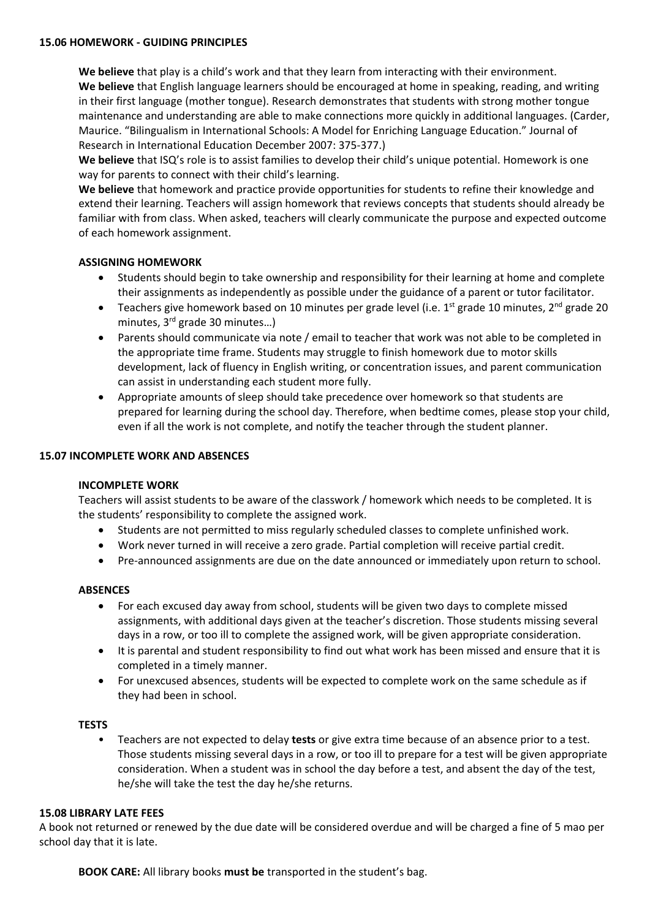### 15.06 HOMEWORK - GUIDING PRINCIPLES

**We believe** that play is a child's work and that they learn from interacting with their environment.
**We believe** that English language learners should be encouraged at home in speaking, reading, and writing in their first language (mother tongue). Research demonstrates that students with strong mother tongue maintenance and understanding are able to make connections more quickly in additional languages. (Carder, Maurice. "Bilingualism in International Schools: A Model for Enriching Language Education." Journal of Research in International Education December 2007: 375-377.)
**We believe** that ISQ's role is to assist families to develop their child's unique potential. Homework is one way for parents to connect with their child's learning.
**We believe** that homework and practice provide opportunities for students to refine their knowledge and extend their learning. Teachers will assign homework that reviews concepts that students should already be familiar with from class. When asked, teachers will clearly communicate the purpose and expected outcome of each homework assignment.

**ASSIGNING HOMEWORK**

- Students should begin to take ownership and responsibility for their learning at home and complete their assignments as independently as possible under the guidance of a parent or tutor facilitator.
- Teachers give homework based on 10 minutes per grade level (i.e. 1st grade 10 minutes, 2nd grade 20 minutes, 3rd grade 30 minutes…)
- Parents should communicate via note / email to teacher that work was not able to be completed in the appropriate time frame. Students may struggle to finish homework due to motor skills development, lack of fluency in English writing, or concentration issues, and parent communication can assist in understanding each student more fully.
- Appropriate amounts of sleep should take precedence over homework so that students are prepared for learning during the school day. Therefore, when bedtime comes, please stop your child, even if all the work is not complete, and notify the teacher through the student planner.

### 15.07 INCOMPLETE WORK AND ABSENCES

**INCOMPLETE WORK**

Teachers will assist students to be aware of the classwork / homework which needs to be completed. It is the students' responsibility to complete the assigned work.

- Students are not permitted to miss regularly scheduled classes to complete unfinished work.
- Work never turned in will receive a zero grade. Partial completion will receive partial credit.
- Pre-announced assignments are due on the date announced or immediately upon return to school.

**ABSENCES**

- For each excused day away from school, students will be given two days to complete missed assignments, with additional days given at the teacher's discretion. Those students missing several days in a row, or too ill to complete the assigned work, will be given appropriate consideration.
- It is parental and student responsibility to find out what work has been missed and ensure that it is completed in a timely manner.
- For unexcused absences, students will be expected to complete work on the same schedule as if they had been in school.

**TESTS**

- Teachers are not expected to delay **tests** or give extra time because of an absence prior to a test. Those students missing several days in a row, or too ill to prepare for a test will be given appropriate consideration. When a student was in school the day before a test, and absent the day of the test, he/she will take the test the day he/she returns.

### 15.08 LIBRARY LATE FEES

A book not returned or renewed by the due date will be considered overdue and will be charged a fine of 5 mao per school day that it is late.

**BOOK CARE:** All library books **must be** transported in the student's bag.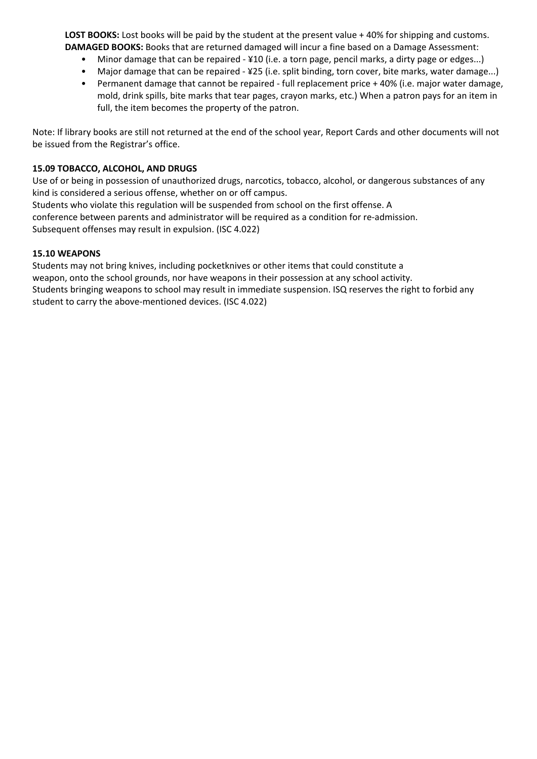**LOST BOOKS:** Lost books will be paid by the student at the present value + 40% for shipping and customs.
**DAMAGED BOOKS:** Books that are returned damaged will incur a fine based on a Damage Assessment:

- Minor damage that can be repaired - ¥10 (i.e. a torn page, pencil marks, a dirty page or edges...)
- Major damage that can be repaired - ¥25 (i.e. split binding, torn cover, bite marks, water damage...)
- Permanent damage that cannot be repaired - full replacement price + 40% (i.e. major water damage, mold, drink spills, bite marks that tear pages, crayon marks, etc.) When a patron pays for an item in full, the item becomes the property of the patron.

Note: If library books are still not returned at the end of the school year, Report Cards and other documents will not be issued from the Registrar's office.

**15.09 TOBACCO, ALCOHOL, AND DRUGS**

Use of or being in possession of unauthorized drugs, narcotics, tobacco, alcohol, or dangerous substances of any kind is considered a serious offense, whether on or off campus.
Students who violate this regulation will be suspended from school on the first offense. A conference between parents and administrator will be required as a condition for re-admission.
Subsequent offenses may result in expulsion. (ISC 4.022)

**15.10 WEAPONS**

Students may not bring knives, including pocketknives or other items that could constitute a weapon, onto the school grounds, nor have weapons in their possession at any school activity.
Students bringing weapons to school may result in immediate suspension. ISQ reserves the right to forbid any student to carry the above-mentioned devices. (ISC 4.022)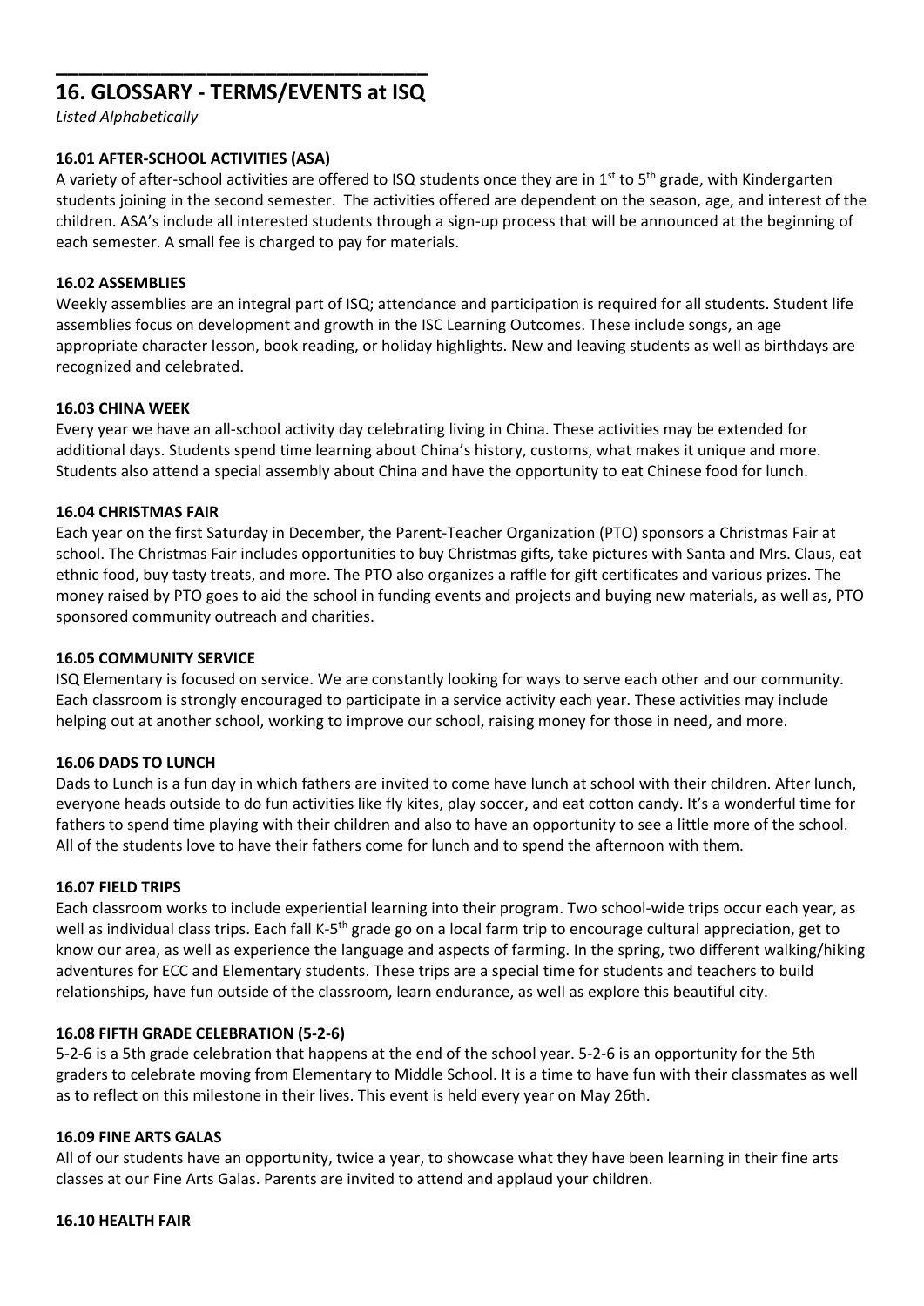## 16. GLOSSARY - TERMS/EVENTS at ISQ

*Listed Alphabetically*

### 16.01 AFTER-SCHOOL ACTIVITIES (ASA)

A variety of after-school activities are offered to ISQ students once they are in 1st to 5th grade, with Kindergarten students joining in the second semester. The activities offered are dependent on the season, age, and interest of the children. ASA's include all interested students through a sign-up process that will be announced at the beginning of each semester. A small fee is charged to pay for materials.

### 16.02 ASSEMBLIES

Weekly assemblies are an integral part of ISQ; attendance and participation is required for all students. Student life assemblies focus on development and growth in the ISC Learning Outcomes. These include songs, an age appropriate character lesson, book reading, or holiday highlights. New and leaving students as well as birthdays are recognized and celebrated.

### 16.03 CHINA WEEK

Every year we have an all-school activity day celebrating living in China. These activities may be extended for additional days. Students spend time learning about China's history, customs, what makes it unique and more. Students also attend a special assembly about China and have the opportunity to eat Chinese food for lunch.

### 16.04 CHRISTMAS FAIR

Each year on the first Saturday in December, the Parent-Teacher Organization (PTO) sponsors a Christmas Fair at school. The Christmas Fair includes opportunities to buy Christmas gifts, take pictures with Santa and Mrs. Claus, eat ethnic food, buy tasty treats, and more. The PTO also organizes a raffle for gift certificates and various prizes. The money raised by PTO goes to aid the school in funding events and projects and buying new materials, as well as, PTO sponsored community outreach and charities.

### 16.05 COMMUNITY SERVICE

ISQ Elementary is focused on service. We are constantly looking for ways to serve each other and our community. Each classroom is strongly encouraged to participate in a service activity each year. These activities may include helping out at another school, working to improve our school, raising money for those in need, and more.

### 16.06 DADS TO LUNCH

Dads to Lunch is a fun day in which fathers are invited to come have lunch at school with their children. After lunch, everyone heads outside to do fun activities like fly kites, play soccer, and eat cotton candy. It's a wonderful time for fathers to spend time playing with their children and also to have an opportunity to see a little more of the school. All of the students love to have their fathers come for lunch and to spend the afternoon with them.

### 16.07 FIELD TRIPS

Each classroom works to include experiential learning into their program. Two school-wide trips occur each year, as well as individual class trips. Each fall K-5th grade go on a local farm trip to encourage cultural appreciation, get to know our area, as well as experience the language and aspects of farming. In the spring, two different walking/hiking adventures for ECC and Elementary students. These trips are a special time for students and teachers to build relationships, have fun outside of the classroom, learn endurance, as well as explore this beautiful city.

### 16.08 FIFTH GRADE CELEBRATION (5-2-6)

5-2-6 is a 5th grade celebration that happens at the end of the school year. 5-2-6 is an opportunity for the 5th graders to celebrate moving from Elementary to Middle School. It is a time to have fun with their classmates as well as to reflect on this milestone in their lives. This event is held every year on May 26th.

### 16.09 FINE ARTS GALAS

All of our students have an opportunity, twice a year, to showcase what they have been learning in their fine arts classes at our Fine Arts Galas. Parents are invited to attend and applaud your children.

### 16.10 HEALTH FAIR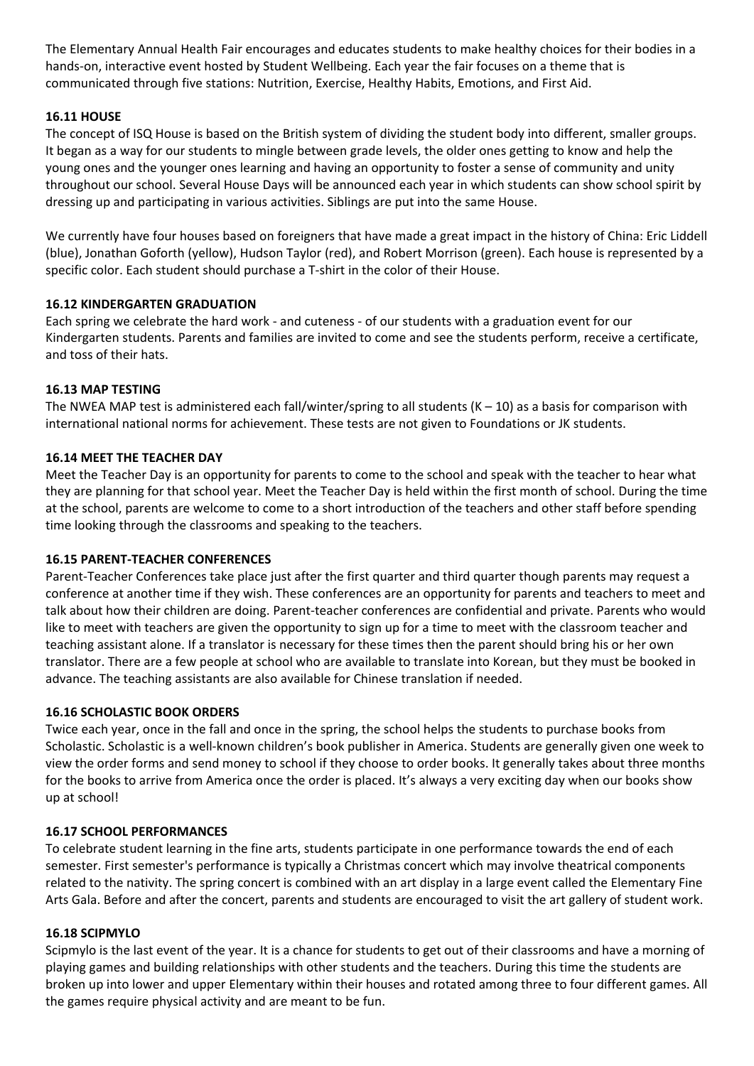The Elementary Annual Health Fair encourages and educates students to make healthy choices for their bodies in a hands-on, interactive event hosted by Student Wellbeing. Each year the fair focuses on a theme that is communicated through five stations: Nutrition, Exercise, Healthy Habits, Emotions, and First Aid.

### 16.11 HOUSE

The concept of ISQ House is based on the British system of dividing the student body into different, smaller groups. It began as a way for our students to mingle between grade levels, the older ones getting to know and help the young ones and the younger ones learning and having an opportunity to foster a sense of community and unity throughout our school. Several House Days will be announced each year in which students can show school spirit by dressing up and participating in various activities. Siblings are put into the same House.

We currently have four houses based on foreigners that have made a great impact in the history of China: Eric Liddell (blue), Jonathan Goforth (yellow), Hudson Taylor (red), and Robert Morrison (green). Each house is represented by a specific color. Each student should purchase a T-shirt in the color of their House.

### 16.12 KINDERGARTEN GRADUATION

Each spring we celebrate the hard work - and cuteness - of our students with a graduation event for our Kindergarten students. Parents and families are invited to come and see the students perform, receive a certificate, and toss of their hats.

### 16.13 MAP TESTING

The NWEA MAP test is administered each fall/winter/spring to all students (K – 10) as a basis for comparison with international national norms for achievement. These tests are not given to Foundations or JK students.

### 16.14 MEET THE TEACHER DAY

Meet the Teacher Day is an opportunity for parents to come to the school and speak with the teacher to hear what they are planning for that school year. Meet the Teacher Day is held within the first month of school. During the time at the school, parents are welcome to come to a short introduction of the teachers and other staff before spending time looking through the classrooms and speaking to the teachers.

### 16.15 PARENT-TEACHER CONFERENCES

Parent-Teacher Conferences take place just after the first quarter and third quarter though parents may request a conference at another time if they wish. These conferences are an opportunity for parents and teachers to meet and talk about how their children are doing. Parent-teacher conferences are confidential and private. Parents who would like to meet with teachers are given the opportunity to sign up for a time to meet with the classroom teacher and teaching assistant alone. If a translator is necessary for these times then the parent should bring his or her own translator. There are a few people at school who are available to translate into Korean, but they must be booked in advance. The teaching assistants are also available for Chinese translation if needed.

### 16.16 SCHOLASTIC BOOK ORDERS

Twice each year, once in the fall and once in the spring, the school helps the students to purchase books from Scholastic. Scholastic is a well-known children's book publisher in America. Students are generally given one week to view the order forms and send money to school if they choose to order books. It generally takes about three months for the books to arrive from America once the order is placed. It's always a very exciting day when our books show up at school!

### 16.17 SCHOOL PERFORMANCES

To celebrate student learning in the fine arts, students participate in one performance towards the end of each semester. First semester's performance is typically a Christmas concert which may involve theatrical components related to the nativity. The spring concert is combined with an art display in a large event called the Elementary Fine Arts Gala. Before and after the concert, parents and students are encouraged to visit the art gallery of student work.

### 16.18 SCIPMYLO

Scipmylo is the last event of the year. It is a chance for students to get out of their classrooms and have a morning of playing games and building relationships with other students and the teachers. During this time the students are broken up into lower and upper Elementary within their houses and rotated among three to four different games. All the games require physical activity and are meant to be fun.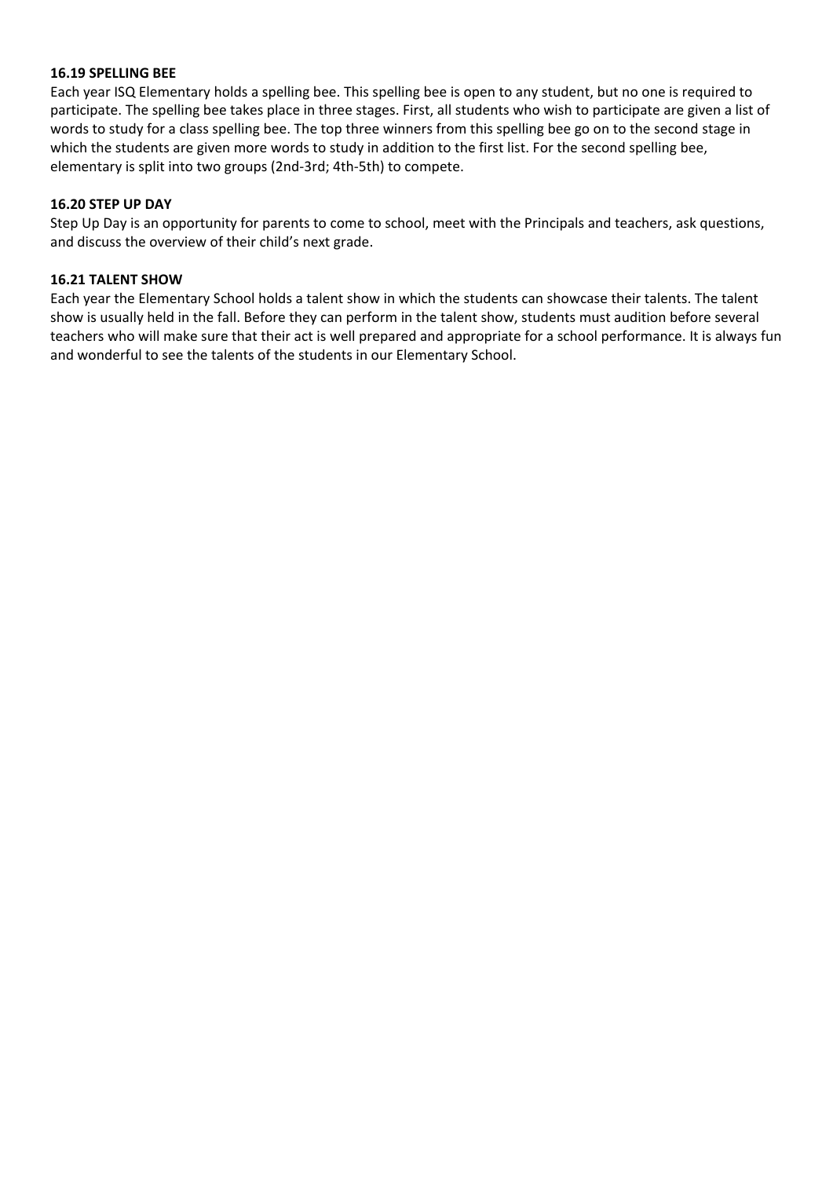### 16.19 SPELLING BEE

Each year ISQ Elementary holds a spelling bee. This spelling bee is open to any student, but no one is required to participate. The spelling bee takes place in three stages. First, all students who wish to participate are given a list of words to study for a class spelling bee. The top three winners from this spelling bee go on to the second stage in which the students are given more words to study in addition to the first list. For the second spelling bee, elementary is split into two groups (2nd-3rd; 4th-5th) to compete.

### 16.20 STEP UP DAY

Step Up Day is an opportunity for parents to come to school, meet with the Principals and teachers, ask questions, and discuss the overview of their child's next grade.

### 16.21 TALENT SHOW

Each year the Elementary School holds a talent show in which the students can showcase their talents. The talent show is usually held in the fall. Before they can perform in the talent show, students must audition before several teachers who will make sure that their act is well prepared and appropriate for a school performance. It is always fun and wonderful to see the talents of the students in our Elementary School.